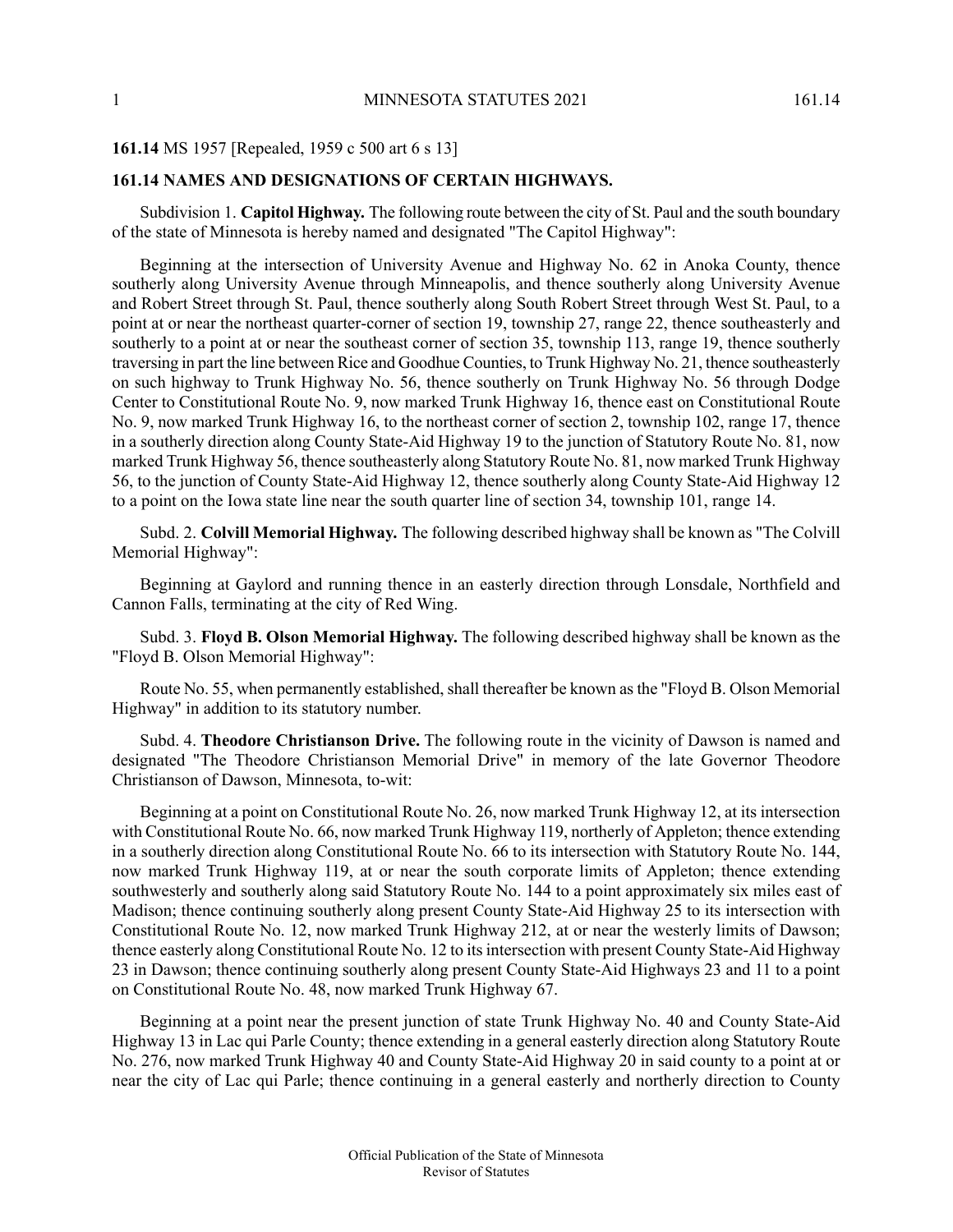**161.14** MS 1957 [Repealed, 1959 c 500 art 6 s 13]

## 161.14 NAMES AND DESIGNATIONS OF CERTAIN HIGHWAYS.

Subdivision 1. **Capitol Highway.** The following route between the city of St. Paul and the south boundary of the state of Minnesota is hereby named and designated "The Capitol Highway":

Beginning at the intersection of University Avenue and Highway No. 62 in Anoka County, thence southerly along University Avenue through Minneapolis, and thence southerly along University Avenue and Robert Street through St. Paul, thence southerly along South Robert Street through West St. Paul, to a point at or near the northeast quarter-corner of section 19, township 27, range 22, thence southeasterly and southerly to a point at or near the southeast corner of section 35, township 113, range 19, thence southerly traversing in part the line between Rice and Goodhue Counties, to Trunk Highway No. 21, thence southeasterly on such highway to Trunk Highway No. 56, thence southerly on Trunk Highway No. 56 through Dodge Center to Constitutional Route No. 9, now marked Trunk Highway 16, thence east on Constitutional Route No. 9, now marked Trunk Highway 16, to the northeast corner of section 2, township 102, range 17, thence in a southerly direction along County State-Aid Highway 19 to the junction of Statutory Route No. 81, now marked Trunk Highway 56, thence southeasterly along Statutory Route No. 81, now marked Trunk Highway 56, to the junction of County State-Aid Highway 12, thence southerly along County State-Aid Highway 12 to a point on the Iowa state line near the south quarter line of section 34, township 101, range 14.

Subd. 2. **Colvill Memorial Highway.** The following described highway shall be known as "The Colvill Memorial Highway":

Beginning at Gaylord and running thence in an easterly direction through Lonsdale, Northfield and Cannon Falls, terminating at the city of Red Wing.

Subd. 3. **Floyd B. Olson Memorial Highway.** The following described highway shall be known as the "Floyd B. Olson Memorial Highway":

Route No. 55, when permanently established, shall thereafter be known as the "Floyd B. Olson Memorial Highway" in addition to its statutory number.

Subd. 4. **Theodore Christianson Drive.** The following route in the vicinity of Dawson is named and designated "The Theodore Christianson Memorial Drive" in memory of the late Governor Theodore Christianson of Dawson, Minnesota, to-wit:

Beginning at a point on Constitutional Route No. 26, now marked Trunk Highway 12, at its intersection with Constitutional Route No. 66, now marked Trunk Highway 119, northerly of Appleton; thence extending in a southerly direction along Constitutional Route No. 66 to its intersection with Statutory Route No. 144, now marked Trunk Highway 119, at or near the south corporate limits of Appleton; thence extending southwesterly and southerly along said Statutory Route No. 144 to a point approximately six miles east of Madison; thence continuing southerly along present County State-Aid Highway 25 to its intersection with Constitutional Route No. 12, now marked Trunk Highway 212, at or near the westerly limits of Dawson; thence easterly along Constitutional Route No. 12 to its intersection with present County State-Aid Highway 23 in Dawson; thence continuing southerly along present County State-Aid Highways 23 and 11 to a point on Constitutional Route No. 48, now marked Trunk Highway 67.

Beginning at a point near the present junction of state Trunk Highway No. 40 and County State-Aid Highway 13 in Lac qui Parle County; thence extending in a general easterly direction along Statutory Route No. 276, now marked Trunk Highway 40 and County State-Aid Highway 20 in said county to a point at or near the city of Lac qui Parle; thence continuing in a general easterly and northerly direction to County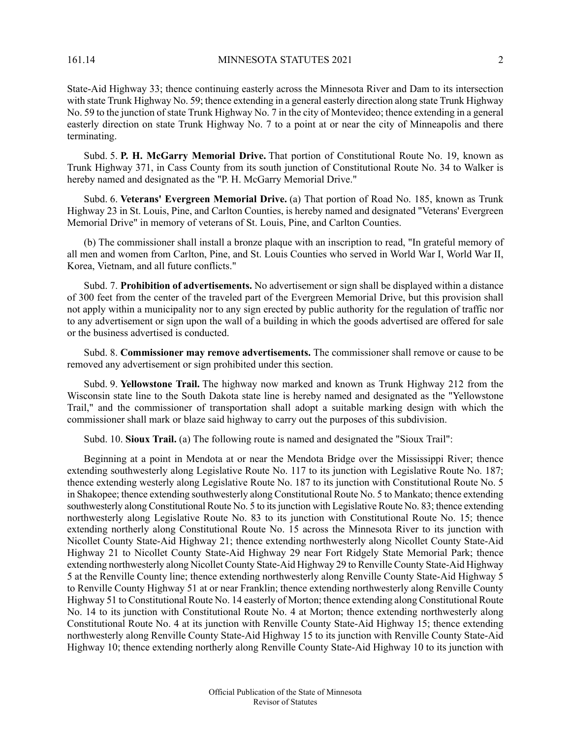State-Aid Highway 33; thence continuing easterly across the Minnesota River and Dam to its intersection with state Trunk Highway No. 59; thence extending in a general easterly direction along state Trunk Highway No. 59 to the junction of state Trunk Highway No. 7 in the city of Montevideo; thence extending in a general easterly direction on state Trunk Highway No. 7 to a point at or near the city of Minneapolis and there terminating.

Subd. 5. **P. H. McGarry Memorial Drive.** That portion of Constitutional Route No. 19, known as Trunk Highway 371, in Cass County from its south junction of Constitutional Route No. 34 to Walker is hereby named and designated as the "P. H. McGarry Memorial Drive."

Subd. 6. **Veterans' Evergreen Memorial Drive.** (a) That portion of Road No. 185, known as Trunk Highway 23 in St. Louis, Pine, and Carlton Counties, is hereby named and designated "Veterans' Evergreen Memorial Drive" in memory of veterans of St. Louis, Pine, and Carlton Counties.

(b) The commissioner shall install a bronze plaque with an inscription to read, "In grateful memory of all men and women from Carlton, Pine, and St. Louis Counties who served in World War I, World War II, Korea, Vietnam, and all future conflicts."

Subd. 7. **Prohibition of advertisements.** No advertisement or sign shall be displayed within a distance of 300 feet from the center of the traveled part of the Evergreen Memorial Drive, but this provision shall not apply within a municipality nor to any sign erected by public authority for the regulation of traffic nor to any advertisement or sign upon the wall of a building in which the goods advertised are offered for sale or the business advertised is conducted.

Subd. 8. **Commissioner may remove advertisements.** The commissioner shall remove or cause to be removed any advertisement or sign prohibited under this section.

Subd. 9. **Yellowstone Trail.** The highway now marked and known as Trunk Highway 212 from the Wisconsin state line to the South Dakota state line is hereby named and designated as the "Yellowstone Trail," and the commissioner of transportation shall adopt a suitable marking design with which the commissioner shall mark or blaze said highway to carry out the purposes of this subdivision.

Subd. 10. **Sioux Trail.** (a) The following route is named and designated the "Sioux Trail":

Beginning at a point in Mendota at or near the Mendota Bridge over the Mississippi River; thence extending southwesterly along Legislative Route No. 117 to its junction with Legislative Route No. 187; thence extending westerly along Legislative Route No. 187 to its junction with Constitutional Route No. 5 in Shakopee; thence extending southwesterly along Constitutional Route No. 5 to Mankato; thence extending southwesterly along Constitutional Route No. 5 to its junction with Legislative Route No. 83; thence extending northwesterly along Legislative Route No. 83 to its junction with Constitutional Route No. 15; thence extending northerly along Constitutional Route No. 15 across the Minnesota River to its junction with Nicollet County State-Aid Highway 21; thence extending northwesterly along Nicollet County State-Aid Highway 21 to Nicollet County State-Aid Highway 29 near Fort Ridgely State Memorial Park; thence extending northwesterly along Nicollet County State-Aid Highway 29 to Renville County State-Aid Highway 5 at the Renville County line; thence extending northwesterly along Renville County State-Aid Highway 5 to Renville County Highway 51 at or near Franklin; thence extending northwesterly along Renville County Highway 51 to Constitutional Route No. 14 easterly of Morton; thence extending along Constitutional Route No. 14 to its junction with Constitutional Route No. 4 at Morton; thence extending northwesterly along Constitutional Route No. 4 at its junction with Renville County State-Aid Highway 15; thence extending northwesterly along Renville County State-Aid Highway 15 to its junction with Renville County State-Aid Highway 10; thence extending northerly along Renville County State-Aid Highway 10 to its junction with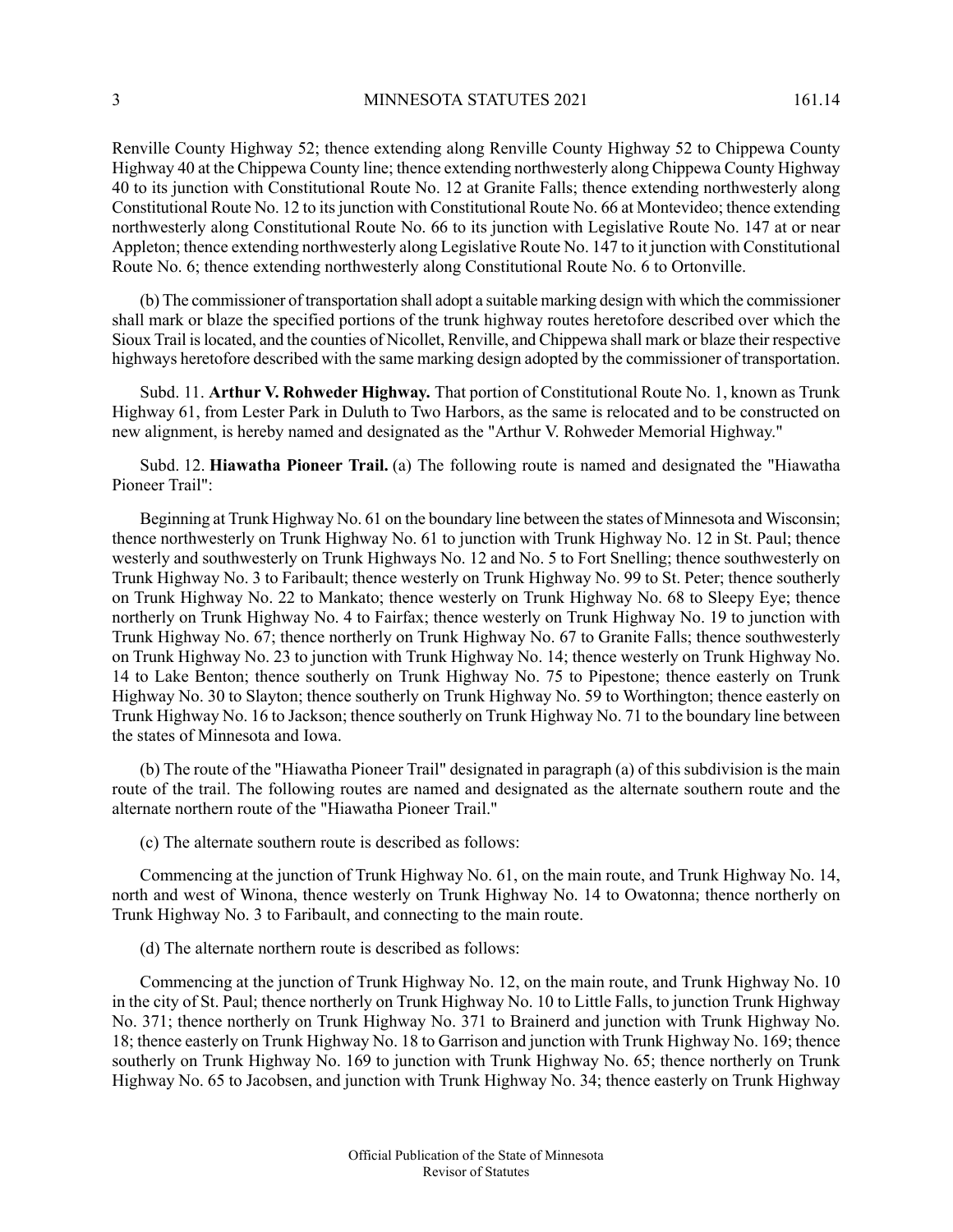Renville County Highway 52; thence extending along Renville County Highway 52 to Chippewa County Highway 40 at the Chippewa County line; thence extending northwesterly along Chippewa County Highway 40 to its junction with Constitutional Route No. 12 at Granite Falls; thence extending northwesterly along Constitutional Route No. 12 to its junction with Constitutional Route No. 66 at Montevideo; thence extending northwesterly along Constitutional Route No. 66 to its junction with Legislative Route No. 147 at or near Appleton; thence extending northwesterly along Legislative Route No. 147 to it junction with Constitutional Route No. 6; thence extending northwesterly along Constitutional Route No. 6 to Ortonville.

(b) The commissioner of transportation shall adopt a suitable marking design with which the commissioner shall mark or blaze the specified portions of the trunk highway routes heretofore described over which the Sioux Trail is located, and the counties of Nicollet, Renville, and Chippewa shall mark or blaze their respective highways heretofore described with the same marking design adopted by the commissioner of transportation.

Subd. 11. **Arthur V. Rohweder Highway.** That portion of Constitutional Route No. 1, known as Trunk Highway 61, from Lester Park in Duluth to Two Harbors, as the same is relocated and to be constructed on new alignment, is hereby named and designated as the "Arthur V. Rohweder Memorial Highway."

Subd. 12. **Hiawatha Pioneer Trail.** (a) The following route is named and designated the "Hiawatha Pioneer Trail":

Beginning at Trunk Highway No. 61 on the boundary line between the states of Minnesota and Wisconsin; thence northwesterly on Trunk Highway No. 61 to junction with Trunk Highway No. 12 in St. Paul; thence westerly and southwesterly on Trunk Highways No. 12 and No. 5 to Fort Snelling; thence southwesterly on Trunk Highway No. 3 to Faribault; thence westerly on Trunk Highway No. 99 to St. Peter; thence southerly on Trunk Highway No. 22 to Mankato; thence westerly on Trunk Highway No. 68 to Sleepy Eye; thence northerly on Trunk Highway No. 4 to Fairfax; thence westerly on Trunk Highway No. 19 to junction with Trunk Highway No. 67; thence northerly on Trunk Highway No. 67 to Granite Falls; thence southwesterly on Trunk Highway No. 23 to junction with Trunk Highway No. 14; thence westerly on Trunk Highway No. 14 to Lake Benton; thence southerly on Trunk Highway No. 75 to Pipestone; thence easterly on Trunk Highway No. 30 to Slayton; thence southerly on Trunk Highway No. 59 to Worthington; thence easterly on Trunk Highway No. 16 to Jackson; thence southerly on Trunk Highway No. 71 to the boundary line between the states of Minnesota and Iowa.

(b) The route of the "Hiawatha Pioneer Trail" designated in paragraph (a) of this subdivision is the main route of the trail. The following routes are named and designated as the alternate southern route and the alternate northern route of the "Hiawatha Pioneer Trail."

(c) The alternate southern route is described as follows:

Commencing at the junction of Trunk Highway No. 61, on the main route, and Trunk Highway No. 14, north and west of Winona, thence westerly on Trunk Highway No. 14 to Owatonna; thence northerly on Trunk Highway No. 3 to Faribault, and connecting to the main route.

(d) The alternate northern route is described as follows:

Commencing at the junction of Trunk Highway No. 12, on the main route, and Trunk Highway No. 10 in the city of St. Paul; thence northerly on Trunk Highway No. 10 to Little Falls, to junction Trunk Highway No. 371; thence northerly on Trunk Highway No. 371 to Brainerd and junction with Trunk Highway No. 18; thence easterly on Trunk Highway No. 18 to Garrison and junction with Trunk Highway No. 169; thence southerly on Trunk Highway No. 169 to junction with Trunk Highway No. 65; thence northerly on Trunk Highway No. 65 to Jacobsen, and junction with Trunk Highway No. 34; thence easterly on Trunk Highway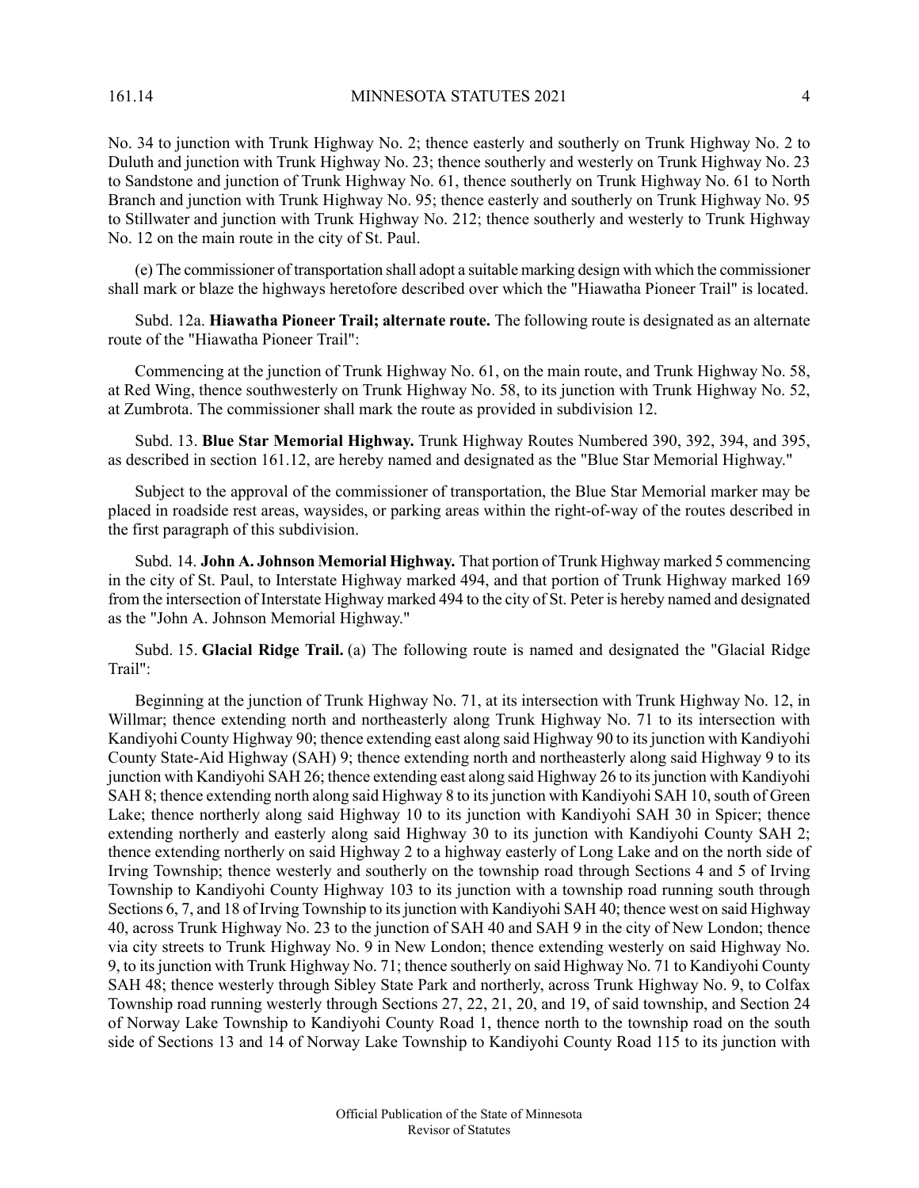No. 34 to junction with Trunk Highway No. 2; thence easterly and southerly on Trunk Highway No. 2 to Duluth and junction with Trunk Highway No. 23; thence southerly and westerly on Trunk Highway No. 23 to Sandstone and junction of Trunk Highway No. 61, thence southerly on Trunk Highway No. 61 to North Branch and junction with Trunk Highway No. 95; thence easterly and southerly on Trunk Highway No. 95 to Stillwater and junction with Trunk Highway No. 212; thence southerly and westerly to Trunk Highway No. 12 on the main route in the city of St. Paul.

(e) The commissioner of transportation shall adopt a suitable marking design with which the commissioner shall mark or blaze the highways heretofore described over which the "Hiawatha Pioneer Trail" is located.

Subd. 12a. **Hiawatha Pioneer Trail; alternate route.** The following route is designated as an alternate route of the "Hiawatha Pioneer Trail":

Commencing at the junction of Trunk Highway No. 61, on the main route, and Trunk Highway No. 58, at Red Wing, thence southwesterly on Trunk Highway No. 58, to its junction with Trunk Highway No. 52, at Zumbrota. The commissioner shall mark the route as provided in subdivision 12.

Subd. 13. **Blue Star Memorial Highway.** Trunk Highway Routes Numbered 390, 392, 394, and 395, as described in section 161.12, are hereby named and designated as the "Blue Star Memorial Highway."

Subject to the approval of the commissioner of transportation, the Blue Star Memorial marker may be placed in roadside rest areas, waysides, or parking areas within the right-of-way of the routes described in the first paragraph of this subdivision.

Subd. 14. **John A. Johnson Memorial Highway.** That portion of Trunk Highway marked 5 commencing in the city of St. Paul, to Interstate Highway marked 494, and that portion of Trunk Highway marked 169 from the intersection of Interstate Highway marked 494 to the city of St. Peter is hereby named and designated as the "John A. Johnson Memorial Highway."

Subd. 15. **Glacial Ridge Trail.** (a) The following route is named and designated the "Glacial Ridge Trail":

Beginning at the junction of Trunk Highway No. 71, at its intersection with Trunk Highway No. 12, in Willmar; thence extending north and northeasterly along Trunk Highway No. 71 to its intersection with Kandiyohi County Highway 90; thence extending east along said Highway 90 to its junction with Kandiyohi County State-Aid Highway (SAH) 9; thence extending north and northeasterly along said Highway 9 to its junction with Kandiyohi SAH 26; thence extending east along said Highway 26 to its junction with Kandiyohi SAH 8; thence extending north along said Highway 8 to its junction with Kandiyohi SAH 10, south of Green Lake; thence northerly along said Highway 10 to its junction with Kandiyohi SAH 30 in Spicer; thence extending northerly and easterly along said Highway 30 to its junction with Kandiyohi County SAH 2; thence extending northerly on said Highway 2 to a highway easterly of Long Lake and on the north side of Irving Township; thence westerly and southerly on the township road through Sections 4 and 5 of Irving Township to Kandiyohi County Highway 103 to its junction with a township road running south through Sections 6, 7, and 18 of Irving Township to its junction with Kandiyohi SAH 40; thence west on said Highway 40, across Trunk Highway No. 23 to the junction of SAH 40 and SAH 9 in the city of New London; thence via city streets to Trunk Highway No. 9 in New London; thence extending westerly on said Highway No. 9, to its junction with Trunk Highway No. 71; thence southerly on said Highway No. 71 to Kandiyohi County SAH 48; thence westerly through Sibley State Park and northerly, across Trunk Highway No. 9, to Colfax Township road running westerly through Sections 27, 22, 21, 20, and 19, of said township, and Section 24 of Norway Lake Township to Kandiyohi County Road 1, thence north to the township road on the south side of Sections 13 and 14 of Norway Lake Township to Kandiyohi County Road 115 to its junction with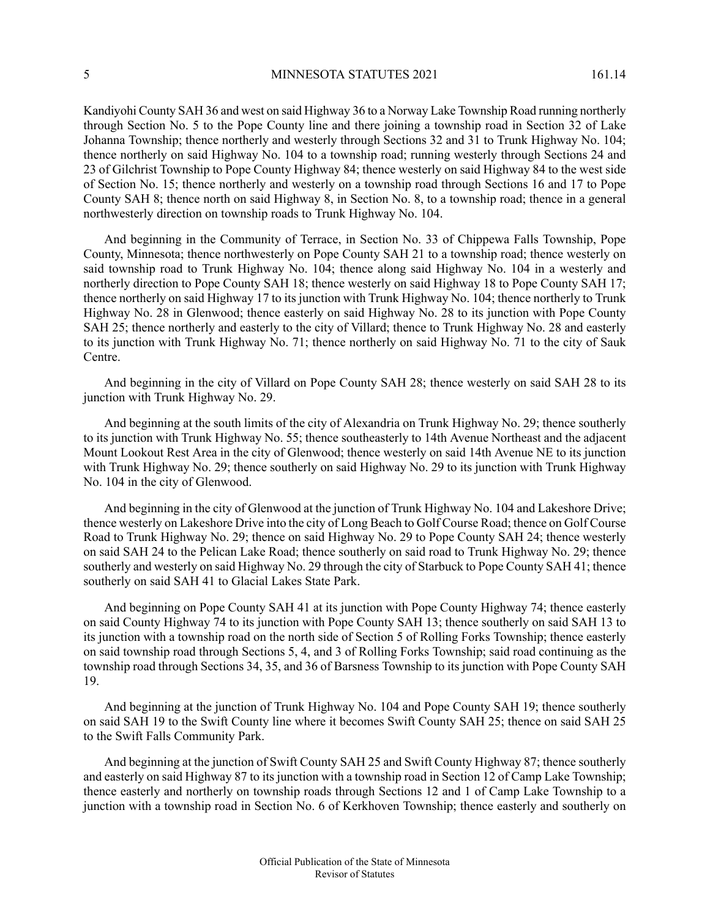Kandiyohi County SAH 36 and west on said Highway 36 to a Norway Lake Township Road running northerly through Section No. 5 to the Pope County line and there joining a township road in Section 32 of Lake Johanna Township; thence northerly and westerly through Sections 32 and 31 to Trunk Highway No. 104; thence northerly on said Highway No. 104 to a township road; running westerly through Sections 24 and 23 of Gilchrist Township to Pope County Highway 84; thence westerly on said Highway 84 to the west side of Section No. 15; thence northerly and westerly on a township road through Sections 16 and 17 to Pope County SAH 8; thence north on said Highway 8, in Section No. 8, to a township road; thence in a general northwesterly direction on township roads to Trunk Highway No. 104.

And beginning in the Community of Terrace, in Section No. 33 of Chippewa Falls Township, Pope County, Minnesota; thence northwesterly on Pope County SAH 21 to a township road; thence westerly on said township road to Trunk Highway No. 104; thence along said Highway No. 104 in a westerly and northerly direction to Pope County SAH 18; thence westerly on said Highway 18 to Pope County SAH 17; thence northerly on said Highway 17 to its junction with Trunk Highway No. 104; thence northerly to Trunk Highway No. 28 in Glenwood; thence easterly on said Highway No. 28 to its junction with Pope County SAH 25; thence northerly and easterly to the city of Villard; thence to Trunk Highway No. 28 and easterly to its junction with Trunk Highway No. 71; thence northerly on said Highway No. 71 to the city of Sauk Centre.

And beginning in the city of Villard on Pope County SAH 28; thence westerly on said SAH 28 to its junction with Trunk Highway No. 29.

And beginning at the south limits of the city of Alexandria on Trunk Highway No. 29; thence southerly to its junction with Trunk Highway No. 55; thence southeasterly to 14th Avenue Northeast and the adjacent Mount Lookout Rest Area in the city of Glenwood; thence westerly on said 14th Avenue NE to its junction with Trunk Highway No. 29; thence southerly on said Highway No. 29 to its junction with Trunk Highway No. 104 in the city of Glenwood.

And beginning in the city of Glenwood at the junction of Trunk Highway No. 104 and Lakeshore Drive; thence westerly on Lakeshore Drive into the city of Long Beach to Golf Course Road; thence on Golf Course Road to Trunk Highway No. 29; thence on said Highway No. 29 to Pope County SAH 24; thence westerly on said SAH 24 to the Pelican Lake Road; thence southerly on said road to Trunk Highway No. 29; thence southerly and westerly on said Highway No. 29 through the city of Starbuck to Pope County SAH 41; thence southerly on said SAH 41 to Glacial Lakes State Park.

And beginning on Pope County SAH 41 at its junction with Pope County Highway 74; thence easterly on said County Highway 74 to its junction with Pope County SAH 13; thence southerly on said SAH 13 to its junction with a township road on the north side of Section 5 of Rolling Forks Township; thence easterly on said township road through Sections 5, 4, and 3 of Rolling Forks Township; said road continuing as the township road through Sections 34, 35, and 36 of Barsness Township to its junction with Pope County SAH 19.

And beginning at the junction of Trunk Highway No. 104 and Pope County SAH 19; thence southerly on said SAH 19 to the Swift County line where it becomes Swift County SAH 25; thence on said SAH 25 to the Swift Falls Community Park.

And beginning at the junction of Swift County SAH 25 and Swift County Highway 87; thence southerly and easterly on said Highway 87 to its junction with a township road in Section 12 of Camp Lake Township; thence easterly and northerly on township roads through Sections 12 and 1 of Camp Lake Township to a junction with a township road in Section No. 6 of Kerkhoven Township; thence easterly and southerly on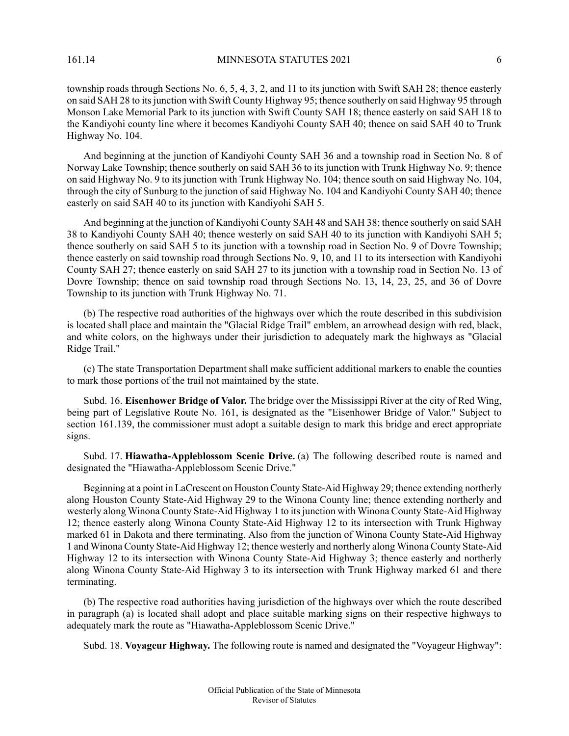township roads through Sections No. 6, 5, 4, 3, 2, and 11 to its junction with Swift SAH 28; thence easterly on said SAH 28 to its junction with Swift County Highway 95; thence southerly on said Highway 95 through Monson Lake Memorial Park to its junction with Swift County SAH 18; thence easterly on said SAH 18 to the Kandiyohi county line where it becomes Kandiyohi County SAH 40; thence on said SAH 40 to Trunk Highway No. 104.

And beginning at the junction of Kandiyohi County SAH 36 and a township road in Section No. 8 of Norway Lake Township; thence southerly on said SAH 36 to its junction with Trunk Highway No. 9; thence on said Highway No. 9 to its junction with Trunk Highway No. 104; thence south on said Highway No. 104, through the city of Sunburg to the junction of said Highway No. 104 and Kandiyohi County SAH 40; thence easterly on said SAH 40 to its junction with Kandiyohi SAH 5.

And beginning at the junction of Kandiyohi County SAH 48 and SAH 38; thence southerly on said SAH 38 to Kandiyohi County SAH 40; thence westerly on said SAH 40 to its junction with Kandiyohi SAH 5; thence southerly on said SAH 5 to its junction with a township road in Section No. 9 of Dovre Township; thence easterly on said township road through Sections No. 9, 10, and 11 to its intersection with Kandiyohi County SAH 27; thence easterly on said SAH 27 to its junction with a township road in Section No. 13 of Dovre Township; thence on said township road through Sections No. 13, 14, 23, 25, and 36 of Dovre Township to its junction with Trunk Highway No. 71.

(b) The respective road authorities of the highways over which the route described in this subdivision is located shall place and maintain the "Glacial Ridge Trail" emblem, an arrowhead design with red, black, and white colors, on the highways under their jurisdiction to adequately mark the highways as "Glacial Ridge Trail."

(c) The state Transportation Department shall make sufficient additional markers to enable the counties to mark those portions of the trail not maintained by the state.

Subd. 16. **Eisenhower Bridge of Valor.** The bridge over the Mississippi River at the city of Red Wing, being part of Legislative Route No. 161, is designated as the "Eisenhower Bridge of Valor." Subject to section 161.139, the commissioner must adopt a suitable design to mark this bridge and erect appropriate signs.

Subd. 17. **Hiawatha-Appleblossom Scenic Drive.** (a) The following described route is named and designated the "Hiawatha-Appleblossom Scenic Drive."

Beginning at a point in LaCrescent on Houston County State-Aid Highway 29; thence extending northerly along Houston County State-Aid Highway 29 to the Winona County line; thence extending northerly and westerly along Winona County State-Aid Highway 1 to its junction with Winona County State-Aid Highway 12; thence easterly along Winona County State-Aid Highway 12 to its intersection with Trunk Highway marked 61 in Dakota and there terminating. Also from the junction of Winona County State-Aid Highway 1 and Winona County State-Aid Highway 12; thence westerly and northerly along Winona County State-Aid Highway 12 to its intersection with Winona County State-Aid Highway 3; thence easterly and northerly along Winona County State-Aid Highway 3 to its intersection with Trunk Highway marked 61 and there terminating.

(b) The respective road authorities having jurisdiction of the highways over which the route described in paragraph (a) is located shall adopt and place suitable marking signs on their respective highways to adequately mark the route as "Hiawatha-Appleblossom Scenic Drive."

Subd. 18. **Voyageur Highway.** The following route is named and designated the "Voyageur Highway":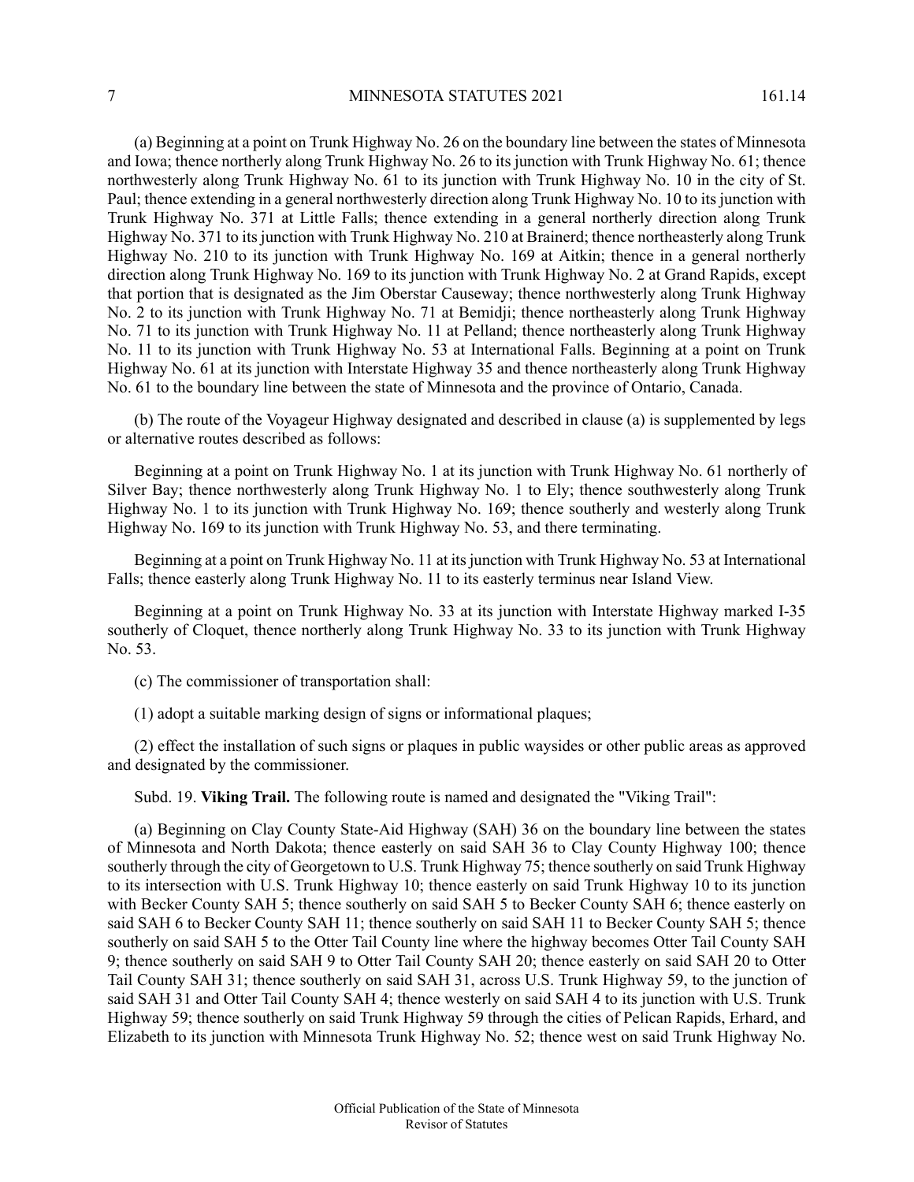(a) Beginning at a point on Trunk Highway No. 26 on the boundary line between the states of Minnesota and Iowa; thence northerly along Trunk Highway No. 26 to its junction with Trunk Highway No. 61; thence northwesterly along Trunk Highway No. 61 to its junction with Trunk Highway No. 10 in the city of St. Paul; thence extending in a general northwesterly direction along Trunk Highway No. 10 to its junction with Trunk Highway No. 371 at Little Falls; thence extending in a general northerly direction along Trunk Highway No. 371 to its junction with Trunk Highway No. 210 at Brainerd; thence northeasterly along Trunk Highway No. 210 to its junction with Trunk Highway No. 169 at Aitkin; thence in a general northerly direction along Trunk Highway No. 169 to its junction with Trunk Highway No. 2 at Grand Rapids, except that portion that is designated as the Jim Oberstar Causeway; thence northwesterly along Trunk Highway No. 2 to its junction with Trunk Highway No. 71 at Bemidji; thence northeasterly along Trunk Highway No. 71 to its junction with Trunk Highway No. 11 at Pelland; thence northeasterly along Trunk Highway No. 11 to its junction with Trunk Highway No. 53 at International Falls. Beginning at a point on Trunk Highway No. 61 at its junction with Interstate Highway 35 and thence northeasterly along Trunk Highway No. 61 to the boundary line between the state of Minnesota and the province of Ontario, Canada.

(b) The route of the Voyageur Highway designated and described in clause (a) is supplemented by legs or alternative routes described as follows:

Beginning at a point on Trunk Highway No. 1 at its junction with Trunk Highway No. 61 northerly of Silver Bay; thence northwesterly along Trunk Highway No. 1 to Ely; thence southwesterly along Trunk Highway No. 1 to its junction with Trunk Highway No. 169; thence southerly and westerly along Trunk Highway No. 169 to its junction with Trunk Highway No. 53, and there terminating.

Beginning at a point on Trunk Highway No. 11 at its junction with Trunk Highway No. 53 at International Falls; thence easterly along Trunk Highway No. 11 to its easterly terminus near Island View.

Beginning at a point on Trunk Highway No. 33 at its junction with Interstate Highway marked I-35 southerly of Cloquet, thence northerly along Trunk Highway No. 33 to its junction with Trunk Highway No. 53.

(c) The commissioner of transportation shall:

(1) adopt a suitable marking design of signs or informational plaques;

(2) effect the installation of such signs or plaques in public waysides or other public areas as approved and designated by the commissioner.

Subd. 19. **Viking Trail.** The following route is named and designated the "Viking Trail":

(a) Beginning on Clay County State-Aid Highway (SAH) 36 on the boundary line between the states of Minnesota and North Dakota; thence easterly on said SAH 36 to Clay County Highway 100; thence southerly through the city of Georgetown to U.S. Trunk Highway 75; thence southerly on said Trunk Highway to its intersection with U.S. Trunk Highway 10; thence easterly on said Trunk Highway 10 to its junction with Becker County SAH 5; thence southerly on said SAH 5 to Becker County SAH 6; thence easterly on said SAH 6 to Becker County SAH 11; thence southerly on said SAH 11 to Becker County SAH 5; thence southerly on said SAH 5 to the Otter Tail County line where the highway becomes Otter Tail County SAH 9; thence southerly on said SAH 9 to Otter Tail County SAH 20; thence easterly on said SAH 20 to Otter Tail County SAH 31; thence southerly on said SAH 31, across U.S. Trunk Highway 59, to the junction of said SAH 31 and Otter Tail County SAH 4; thence westerly on said SAH 4 to its junction with U.S. Trunk Highway 59; thence southerly on said Trunk Highway 59 through the cities of Pelican Rapids, Erhard, and Elizabeth to its junction with Minnesota Trunk Highway No. 52; thence west on said Trunk Highway No.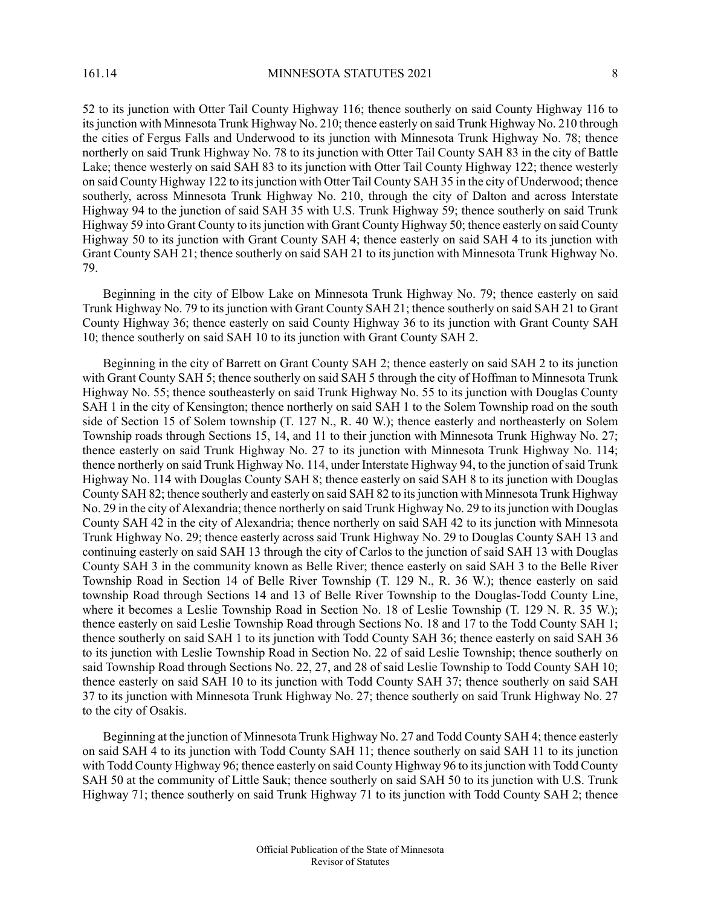52 to its junction with Otter Tail County Highway 116; thence southerly on said County Highway 116 to its junction with Minnesota Trunk Highway No. 210; thence easterly on said Trunk Highway No. 210 through the cities of Fergus Falls and Underwood to its junction with Minnesota Trunk Highway No. 78; thence northerly on said Trunk Highway No. 78 to its junction with Otter Tail County SAH 83 in the city of Battle Lake; thence westerly on said SAH 83 to its junction with Otter Tail County Highway 122; thence westerly on said County Highway 122 to its junction with Otter Tail County SAH 35 in the city of Underwood; thence southerly, across Minnesota Trunk Highway No. 210, through the city of Dalton and across Interstate Highway 94 to the junction of said SAH 35 with U.S. Trunk Highway 59; thence southerly on said Trunk Highway 59 into Grant County to its junction with Grant County Highway 50; thence easterly on said County Highway 50 to its junction with Grant County SAH 4; thence easterly on said SAH 4 to its junction with Grant County SAH 21; thence southerly on said SAH 21 to its junction with Minnesota Trunk Highway No. 79.

Beginning in the city of Elbow Lake on Minnesota Trunk Highway No. 79; thence easterly on said Trunk Highway No. 79 to its junction with Grant County SAH 21; thence southerly on said SAH 21 to Grant County Highway 36; thence easterly on said County Highway 36 to its junction with Grant County SAH 10; thence southerly on said SAH 10 to its junction with Grant County SAH 2.

Beginning in the city of Barrett on Grant County SAH 2; thence easterly on said SAH 2 to its junction with Grant County SAH 5; thence southerly on said SAH 5 through the city of Hoffman to Minnesota Trunk Highway No. 55; thence southeasterly on said Trunk Highway No. 55 to its junction with Douglas County SAH 1 in the city of Kensington; thence northerly on said SAH 1 to the Solem Township road on the south side of Section 15 of Solem township (T. 127 N., R. 40 W.); thence easterly and northeasterly on Solem Township roads through Sections 15, 14, and 11 to their junction with Minnesota Trunk Highway No. 27; thence easterly on said Trunk Highway No. 27 to its junction with Minnesota Trunk Highway No. 114; thence northerly on said Trunk Highway No. 114, under Interstate Highway 94, to the junction of said Trunk Highway No. 114 with Douglas County SAH 8; thence easterly on said SAH 8 to its junction with Douglas County SAH 82; thence southerly and easterly on said SAH 82 to its junction with Minnesota Trunk Highway No. 29 in the city of Alexandria; thence northerly on said Trunk Highway No. 29 to its junction with Douglas County SAH 42 in the city of Alexandria; thence northerly on said SAH 42 to its junction with Minnesota Trunk Highway No. 29; thence easterly across said Trunk Highway No. 29 to Douglas County SAH 13 and continuing easterly on said SAH 13 through the city of Carlos to the junction of said SAH 13 with Douglas County SAH 3 in the community known as Belle River; thence easterly on said SAH 3 to the Belle River Township Road in Section 14 of Belle River Township (T. 129 N., R. 36 W.); thence easterly on said township Road through Sections 14 and 13 of Belle River Township to the Douglas-Todd County Line, where it becomes a Leslie Township Road in Section No. 18 of Leslie Township (T. 129 N. R. 35 W.); thence easterly on said Leslie Township Road through Sections No. 18 and 17 to the Todd County SAH 1; thence southerly on said SAH 1 to its junction with Todd County SAH 36; thence easterly on said SAH 36 to its junction with Leslie Township Road in Section No. 22 of said Leslie Township; thence southerly on said Township Road through Sections No. 22, 27, and 28 of said Leslie Township to Todd County SAH 10; thence easterly on said SAH 10 to its junction with Todd County SAH 37; thence southerly on said SAH 37 to its junction with Minnesota Trunk Highway No. 27; thence southerly on said Trunk Highway No. 27 to the city of Osakis.

Beginning at the junction of Minnesota Trunk Highway No. 27 and Todd County SAH 4; thence easterly on said SAH 4 to its junction with Todd County SAH 11; thence southerly on said SAH 11 to its junction with Todd County Highway 96; thence easterly on said County Highway 96 to its junction with Todd County SAH 50 at the community of Little Sauk; thence southerly on said SAH 50 to its junction with U.S. Trunk Highway 71; thence southerly on said Trunk Highway 71 to its junction with Todd County SAH 2; thence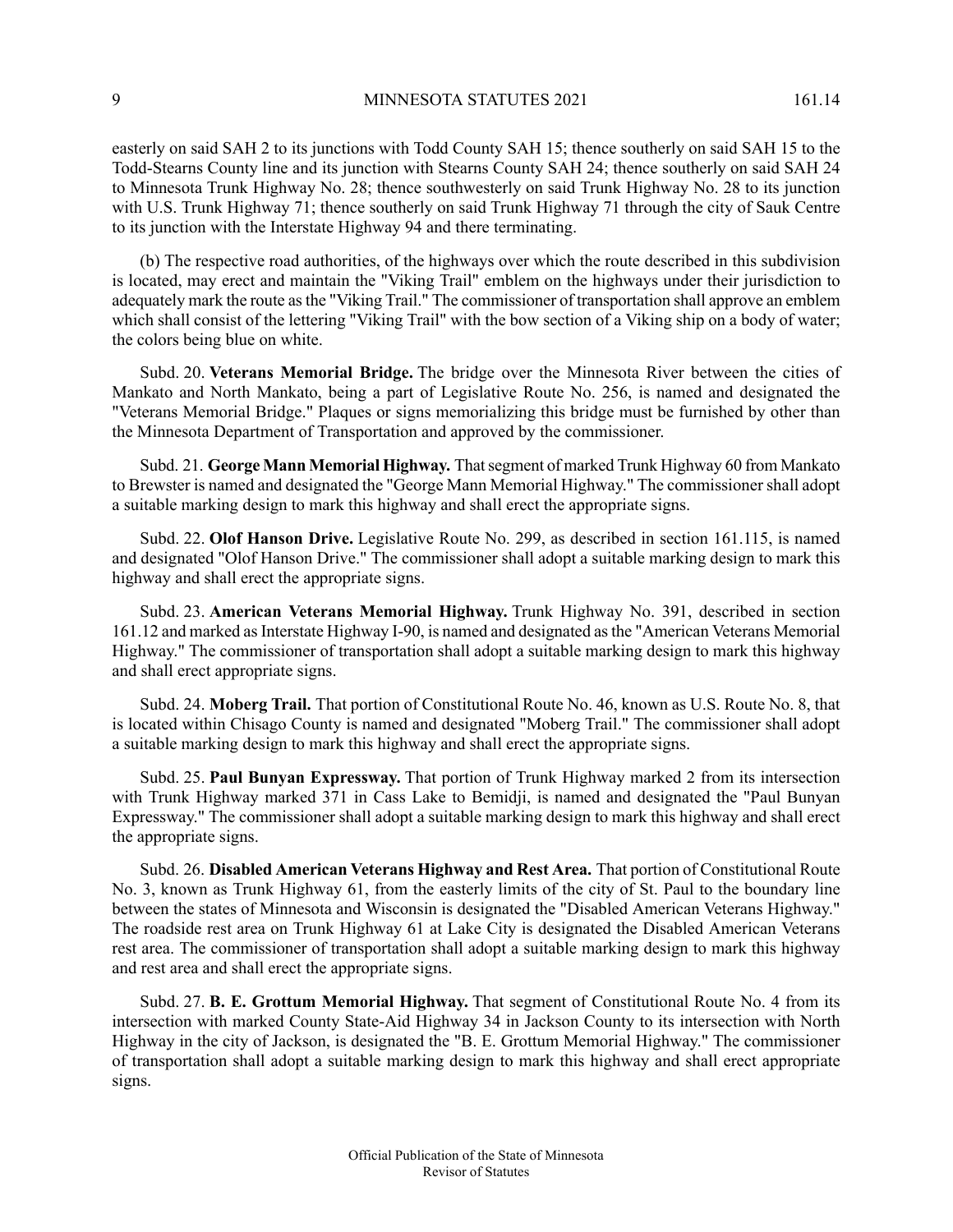easterly on said SAH 2 to its junctions with Todd County SAH 15; thence southerly on said SAH 15 to the Todd-Stearns County line and its junction with Stearns County SAH 24; thence southerly on said SAH 24 to Minnesota Trunk Highway No. 28; thence southwesterly on said Trunk Highway No. 28 to its junction with U.S. Trunk Highway 71; thence southerly on said Trunk Highway 71 through the city of Sauk Centre to its junction with the Interstate Highway 94 and there terminating.

(b) The respective road authorities, of the highways over which the route described in this subdivision is located, may erect and maintain the "Viking Trail" emblem on the highways under their jurisdiction to adequately mark the route as the "Viking Trail." The commissioner of transportation shall approve an emblem which shall consist of the lettering "Viking Trail" with the bow section of a Viking ship on a body of water; the colors being blue on white.

Subd. 20. **Veterans Memorial Bridge.** The bridge over the Minnesota River between the cities of Mankato and North Mankato, being a part of Legislative Route No. 256, is named and designated the "Veterans Memorial Bridge." Plaques or signs memorializing this bridge must be furnished by other than the Minnesota Department of Transportation and approved by the commissioner.

Subd. 21. **George Mann Memorial Highway.** That segment of marked Trunk Highway 60 from Mankato to Brewster is named and designated the "George Mann Memorial Highway." The commissioner shall adopt a suitable marking design to mark this highway and shall erect the appropriate signs.

Subd. 22. **Olof Hanson Drive.** Legislative Route No. 299, as described in section 161.115, is named and designated "Olof Hanson Drive." The commissioner shall adopt a suitable marking design to mark this highway and shall erect the appropriate signs.

Subd. 23. **American Veterans Memorial Highway.** Trunk Highway No. 391, described in section 161.12 and marked as Interstate Highway I-90, is named and designated as the "American Veterans Memorial Highway." The commissioner of transportation shall adopt a suitable marking design to mark this highway and shall erect appropriate signs.

Subd. 24. **Moberg Trail.** That portion of Constitutional Route No. 46, known as U.S. Route No. 8, that is located within Chisago County is named and designated "Moberg Trail." The commissioner shall adopt a suitable marking design to mark this highway and shall erect the appropriate signs.

Subd. 25. **Paul Bunyan Expressway.** That portion of Trunk Highway marked 2 from its intersection with Trunk Highway marked 371 in Cass Lake to Bemidji, is named and designated the "Paul Bunyan Expressway." The commissioner shall adopt a suitable marking design to mark this highway and shall erect the appropriate signs.

Subd. 26. **Disabled American Veterans Highway and Rest Area.** That portion of Constitutional Route No. 3, known as Trunk Highway 61, from the easterly limits of the city of St. Paul to the boundary line between the states of Minnesota and Wisconsin is designated the "Disabled American Veterans Highway." The roadside rest area on Trunk Highway 61 at Lake City is designated the Disabled American Veterans rest area. The commissioner of transportation shall adopt a suitable marking design to mark this highway and rest area and shall erect the appropriate signs.

Subd. 27. **B. E. Grottum Memorial Highway.** That segment of Constitutional Route No. 4 from its intersection with marked County State-Aid Highway 34 in Jackson County to its intersection with North Highway in the city of Jackson, is designated the "B. E. Grottum Memorial Highway." The commissioner of transportation shall adopt a suitable marking design to mark this highway and shall erect appropriate signs.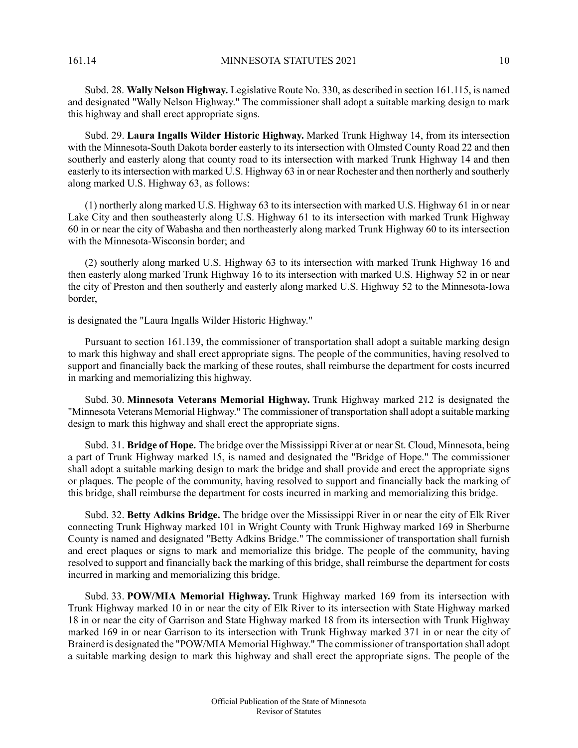Subd. 28. **Wally Nelson Highway.** Legislative Route No. 330, as described in section 161.115, is named and designated "Wally Nelson Highway." The commissioner shall adopt a suitable marking design to mark this highway and shall erect appropriate signs.

Subd. 29. **Laura Ingalls Wilder Historic Highway.** Marked Trunk Highway 14, from its intersection with the Minnesota-South Dakota border easterly to its intersection with Olmsted County Road 22 and then southerly and easterly along that county road to its intersection with marked Trunk Highway 14 and then easterly to its intersection with marked U.S. Highway 63 in or near Rochester and then northerly and southerly along marked U.S. Highway 63, as follows:

(1) northerly along marked U.S. Highway 63 to its intersection with marked U.S. Highway 61 in or near Lake City and then southeasterly along U.S. Highway 61 to its intersection with marked Trunk Highway 60 in or near the city of Wabasha and then northeasterly along marked Trunk Highway 60 to its intersection with the Minnesota-Wisconsin border; and

(2) southerly along marked U.S. Highway 63 to its intersection with marked Trunk Highway 16 and then easterly along marked Trunk Highway 16 to its intersection with marked U.S. Highway 52 in or near the city of Preston and then southerly and easterly along marked U.S. Highway 52 to the Minnesota-Iowa border,

is designated the "Laura Ingalls Wilder Historic Highway."

Pursuant to section 161.139, the commissioner of transportation shall adopt a suitable marking design to mark this highway and shall erect appropriate signs. The people of the communities, having resolved to support and financially back the marking of these routes, shall reimburse the department for costs incurred in marking and memorializing this highway.

Subd. 30. **Minnesota Veterans Memorial Highway.** Trunk Highway marked 212 is designated the "Minnesota Veterans Memorial Highway." The commissioner of transportation shall adopt a suitable marking design to mark this highway and shall erect the appropriate signs.

Subd. 31. **Bridge of Hope.** The bridge over the Mississippi River at or near St. Cloud, Minnesota, being a part of Trunk Highway marked 15, is named and designated the "Bridge of Hope." The commissioner shall adopt a suitable marking design to mark the bridge and shall provide and erect the appropriate signs or plaques. The people of the community, having resolved to support and financially back the marking of this bridge, shall reimburse the department for costs incurred in marking and memorializing this bridge.

Subd. 32. **Betty Adkins Bridge.** The bridge over the Mississippi River in or near the city of Elk River connecting Trunk Highway marked 101 in Wright County with Trunk Highway marked 169 in Sherburne County is named and designated "Betty Adkins Bridge." The commissioner of transportation shall furnish and erect plaques or signs to mark and memorialize this bridge. The people of the community, having resolved to support and financially back the marking of this bridge, shall reimburse the department for costs incurred in marking and memorializing this bridge.

Subd. 33. **POW/MIA Memorial Highway.** Trunk Highway marked 169 from its intersection with Trunk Highway marked 10 in or near the city of Elk River to its intersection with State Highway marked 18 in or near the city of Garrison and State Highway marked 18 from its intersection with Trunk Highway marked 169 in or near Garrison to its intersection with Trunk Highway marked 371 in or near the city of Brainerd is designated the "POW/MIA Memorial Highway." The commissioner of transportation shall adopt a suitable marking design to mark this highway and shall erect the appropriate signs. The people of the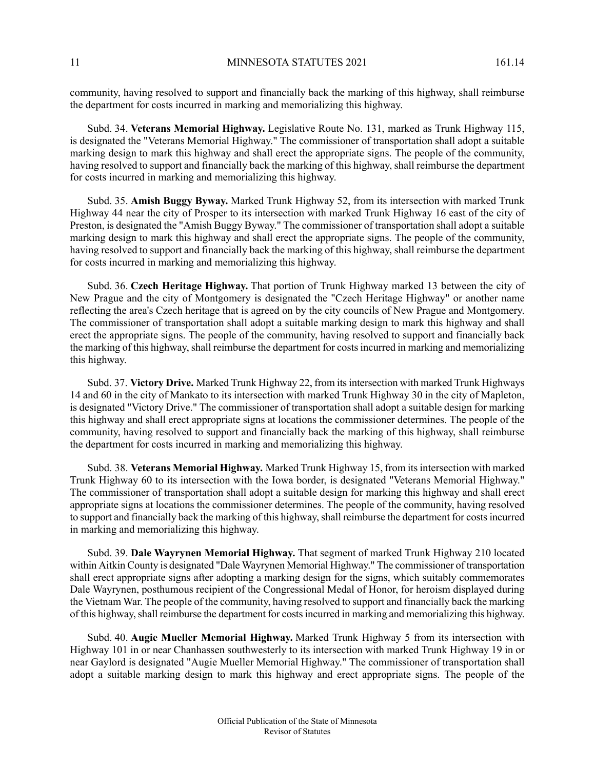community, having resolved to support and financially back the marking of this highway, shall reimburse the department for costs incurred in marking and memorializing this highway.

Subd. 34. **Veterans Memorial Highway.** Legislative Route No. 131, marked as Trunk Highway 115, is designated the "Veterans Memorial Highway." The commissioner of transportation shall adopt a suitable marking design to mark this highway and shall erect the appropriate signs. The people of the community, having resolved to support and financially back the marking of this highway, shall reimburse the department for costs incurred in marking and memorializing this highway.

Subd. 35. **Amish Buggy Byway.** Marked Trunk Highway 52, from its intersection with marked Trunk Highway 44 near the city of Prosper to its intersection with marked Trunk Highway 16 east of the city of Preston, is designated the "Amish Buggy Byway." The commissioner of transportation shall adopt a suitable marking design to mark this highway and shall erect the appropriate signs. The people of the community, having resolved to support and financially back the marking of this highway, shall reimburse the department for costs incurred in marking and memorializing this highway.

Subd. 36. **Czech Heritage Highway.** That portion of Trunk Highway marked 13 between the city of New Prague and the city of Montgomery is designated the "Czech Heritage Highway" or another name reflecting the area's Czech heritage that is agreed on by the city councils of New Prague and Montgomery. The commissioner of transportation shall adopt a suitable marking design to mark this highway and shall erect the appropriate signs. The people of the community, having resolved to support and financially back the marking of this highway, shall reimburse the department for costs incurred in marking and memorializing this highway.

Subd. 37. **Victory Drive.** Marked Trunk Highway 22, from its intersection with marked Trunk Highways 14 and 60 in the city of Mankato to its intersection with marked Trunk Highway 30 in the city of Mapleton, is designated "Victory Drive." The commissioner of transportation shall adopt a suitable design for marking this highway and shall erect appropriate signs at locations the commissioner determines. The people of the community, having resolved to support and financially back the marking of this highway, shall reimburse the department for costs incurred in marking and memorializing this highway.

Subd. 38. **Veterans Memorial Highway.** Marked Trunk Highway 15, from its intersection with marked Trunk Highway 60 to its intersection with the Iowa border, is designated "Veterans Memorial Highway." The commissioner of transportation shall adopt a suitable design for marking this highway and shall erect appropriate signs at locations the commissioner determines. The people of the community, having resolved to support and financially back the marking of this highway, shall reimburse the department for costs incurred in marking and memorializing this highway.

Subd. 39. **Dale Wayrynen Memorial Highway.** That segment of marked Trunk Highway 210 located within Aitkin County is designated "Dale Wayrynen Memorial Highway." The commissioner of transportation shall erect appropriate signs after adopting a marking design for the signs, which suitably commemorates Dale Wayrynen, posthumous recipient of the Congressional Medal of Honor, for heroism displayed during the Vietnam War. The people of the community, having resolved to support and financially back the marking of this highway, shall reimburse the department for costs incurred in marking and memorializing this highway.

Subd. 40. **Augie Mueller Memorial Highway.** Marked Trunk Highway 5 from its intersection with Highway 101 in or near Chanhassen southwesterly to its intersection with marked Trunk Highway 19 in or near Gaylord is designated "Augie Mueller Memorial Highway." The commissioner of transportation shall adopt a suitable marking design to mark this highway and erect appropriate signs. The people of the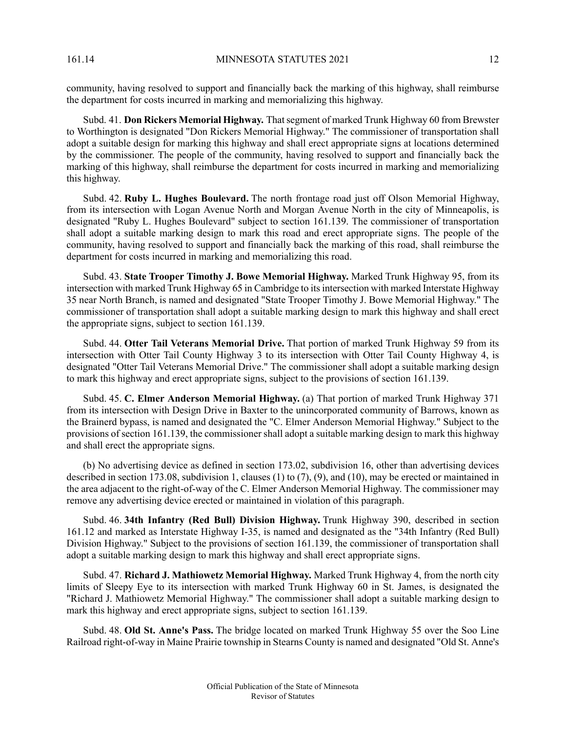community, having resolved to support and financially back the marking of this highway, shall reimburse the department for costs incurred in marking and memorializing this highway.

Subd. 41. **Don Rickers Memorial Highway.** That segment of marked Trunk Highway 60 from Brewster to Worthington is designated "Don Rickers Memorial Highway." The commissioner of transportation shall adopt a suitable design for marking this highway and shall erect appropriate signs at locations determined by the commissioner. The people of the community, having resolved to support and financially back the marking of this highway, shall reimburse the department for costs incurred in marking and memorializing this highway.

Subd. 42. **Ruby L. Hughes Boulevard.** The north frontage road just off Olson Memorial Highway, from its intersection with Logan Avenue North and Morgan Avenue North in the city of Minneapolis, is designated "Ruby L. Hughes Boulevard" subject to section 161.139. The commissioner of transportation shall adopt a suitable marking design to mark this road and erect appropriate signs. The people of the community, having resolved to support and financially back the marking of this road, shall reimburse the department for costs incurred in marking and memorializing this road.

Subd. 43. **State Trooper Timothy J. Bowe Memorial Highway.** Marked Trunk Highway 95, from its intersection with marked Trunk Highway 65 in Cambridge to its intersection with marked Interstate Highway 35 near North Branch, is named and designated "State Trooper Timothy J. Bowe Memorial Highway." The commissioner of transportation shall adopt a suitable marking design to mark this highway and shall erect the appropriate signs, subject to section 161.139.

Subd. 44. **Otter Tail Veterans Memorial Drive.** That portion of marked Trunk Highway 59 from its intersection with Otter Tail County Highway 3 to its intersection with Otter Tail County Highway 4, is designated "Otter Tail Veterans Memorial Drive." The commissioner shall adopt a suitable marking design to mark this highway and erect appropriate signs, subject to the provisions of section 161.139.

Subd. 45. **C. Elmer Anderson Memorial Highway.** (a) That portion of marked Trunk Highway 371 from its intersection with Design Drive in Baxter to the unincorporated community of Barrows, known as the Brainerd bypass, is named and designated the "C. Elmer Anderson Memorial Highway." Subject to the provisions of section 161.139, the commissioner shall adopt a suitable marking design to mark this highway and shall erect the appropriate signs.

(b) No advertising device as defined in section 173.02, subdivision 16, other than advertising devices described in section 173.08, subdivision 1, clauses (1) to (7), (9), and (10), may be erected or maintained in the area adjacent to the right-of-way of the C. Elmer Anderson Memorial Highway. The commissioner may remove any advertising device erected or maintained in violation of this paragraph.

Subd. 46. **34th Infantry (Red Bull) Division Highway.** Trunk Highway 390, described in section 161.12 and marked as Interstate Highway I-35, is named and designated as the "34th Infantry (Red Bull) Division Highway." Subject to the provisions of section 161.139, the commissioner of transportation shall adopt a suitable marking design to mark this highway and shall erect appropriate signs.

Subd. 47. **Richard J. Mathiowetz Memorial Highway.** Marked Trunk Highway 4, from the north city limits of Sleepy Eye to its intersection with marked Trunk Highway 60 in St. James, is designated the "Richard J. Mathiowetz Memorial Highway." The commissioner shall adopt a suitable marking design to mark this highway and erect appropriate signs, subject to section 161.139.

Subd. 48. **Old St. Anne's Pass.** The bridge located on marked Trunk Highway 55 over the Soo Line Railroad right-of-way in Maine Prairie township in Stearns County is named and designated "Old St. Anne's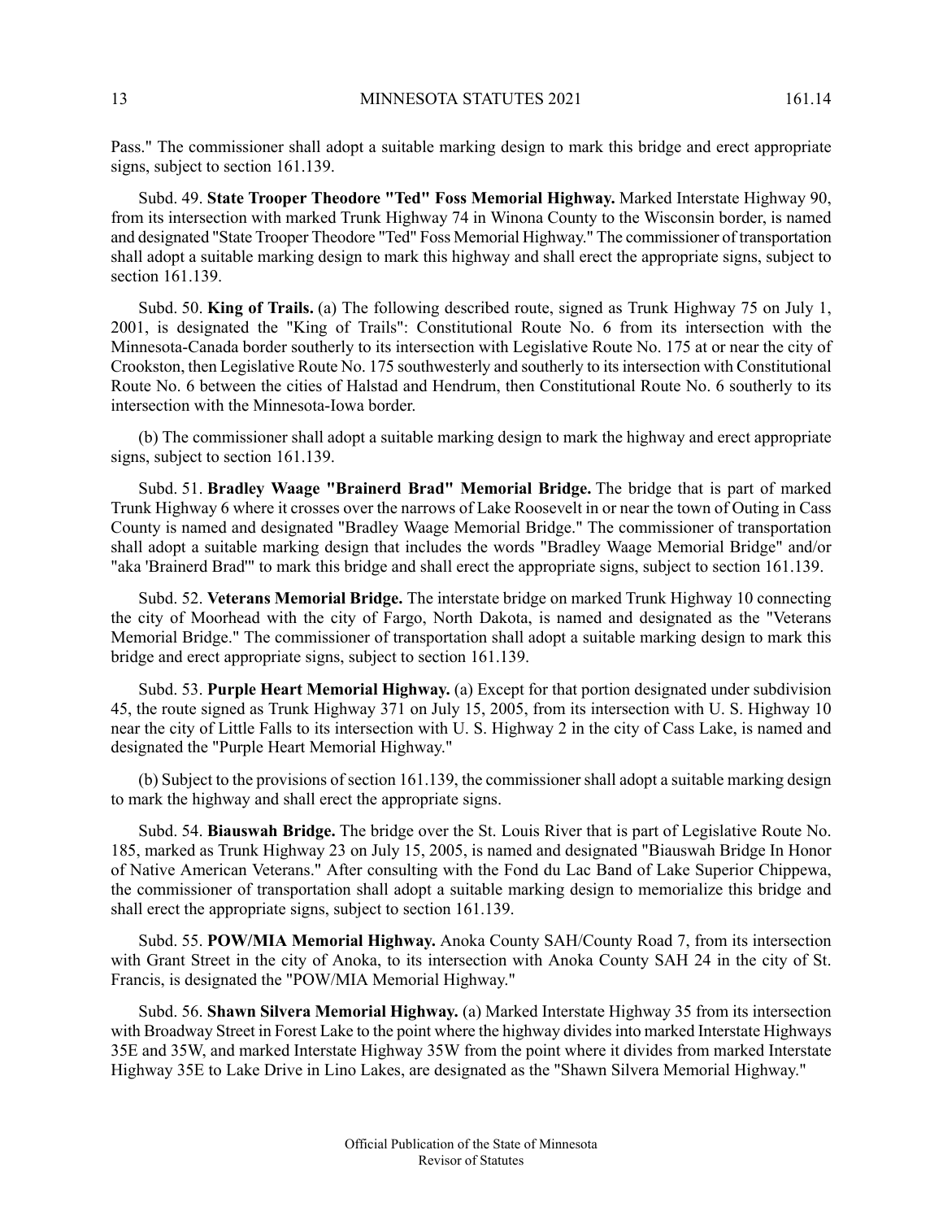Pass." The commissioner shall adopt a suitable marking design to mark this bridge and erect appropriate signs, subject to section 161.139.

Subd. 49. **State Trooper Theodore "Ted" Foss Memorial Highway.** Marked Interstate Highway 90, from its intersection with marked Trunk Highway 74 in Winona County to the Wisconsin border, is named and designated "State Trooper Theodore "Ted" Foss Memorial Highway." The commissioner of transportation shall adopt a suitable marking design to mark this highway and shall erect the appropriate signs, subject to section 161.139.

Subd. 50. **King of Trails.** (a) The following described route, signed as Trunk Highway 75 on July 1, 2001, is designated the "King of Trails": Constitutional Route No. 6 from its intersection with the Minnesota-Canada border southerly to its intersection with Legislative Route No. 175 at or near the city of Crookston, then Legislative Route No. 175 southwesterly and southerly to its intersection with Constitutional Route No. 6 between the cities of Halstad and Hendrum, then Constitutional Route No. 6 southerly to its intersection with the Minnesota-Iowa border.

(b) The commissioner shall adopt a suitable marking design to mark the highway and erect appropriate signs, subject to section 161.139.

Subd. 51. **Bradley Waage "Brainerd Brad" Memorial Bridge.** The bridge that is part of marked Trunk Highway 6 where it crosses over the narrows of Lake Roosevelt in or near the town of Outing in Cass County is named and designated "Bradley Waage Memorial Bridge." The commissioner of transportation shall adopt a suitable marking design that includes the words "Bradley Waage Memorial Bridge" and/or "aka 'Brainerd Brad'" to mark this bridge and shall erect the appropriate signs, subject to section 161.139.

Subd. 52. **Veterans Memorial Bridge.** The interstate bridge on marked Trunk Highway 10 connecting the city of Moorhead with the city of Fargo, North Dakota, is named and designated as the "Veterans Memorial Bridge." The commissioner of transportation shall adopt a suitable marking design to mark this bridge and erect appropriate signs, subject to section 161.139.

Subd. 53. **Purple Heart Memorial Highway.** (a) Except for that portion designated under subdivision 45, the route signed as Trunk Highway 371 on July 15, 2005, from its intersection with U. S. Highway 10 near the city of Little Falls to its intersection with U. S. Highway 2 in the city of Cass Lake, is named and designated the "Purple Heart Memorial Highway."

(b) Subject to the provisions of section 161.139, the commissioner shall adopt a suitable marking design to mark the highway and shall erect the appropriate signs.

Subd. 54. **Biauswah Bridge.** The bridge over the St. Louis River that is part of Legislative Route No. 185, marked as Trunk Highway 23 on July 15, 2005, is named and designated "Biauswah Bridge In Honor of Native American Veterans." After consulting with the Fond du Lac Band of Lake Superior Chippewa, the commissioner of transportation shall adopt a suitable marking design to memorialize this bridge and shall erect the appropriate signs, subject to section 161.139.

Subd. 55. **POW/MIA Memorial Highway.** Anoka County SAH/County Road 7, from its intersection with Grant Street in the city of Anoka, to its intersection with Anoka County SAH 24 in the city of St. Francis, is designated the "POW/MIA Memorial Highway."

Subd. 56. **Shawn Silvera Memorial Highway.** (a) Marked Interstate Highway 35 from its intersection with Broadway Street in Forest Lake to the point where the highway divides into marked Interstate Highways 35E and 35W, and marked Interstate Highway 35W from the point where it divides from marked Interstate Highway 35E to Lake Drive in Lino Lakes, are designated as the "Shawn Silvera Memorial Highway."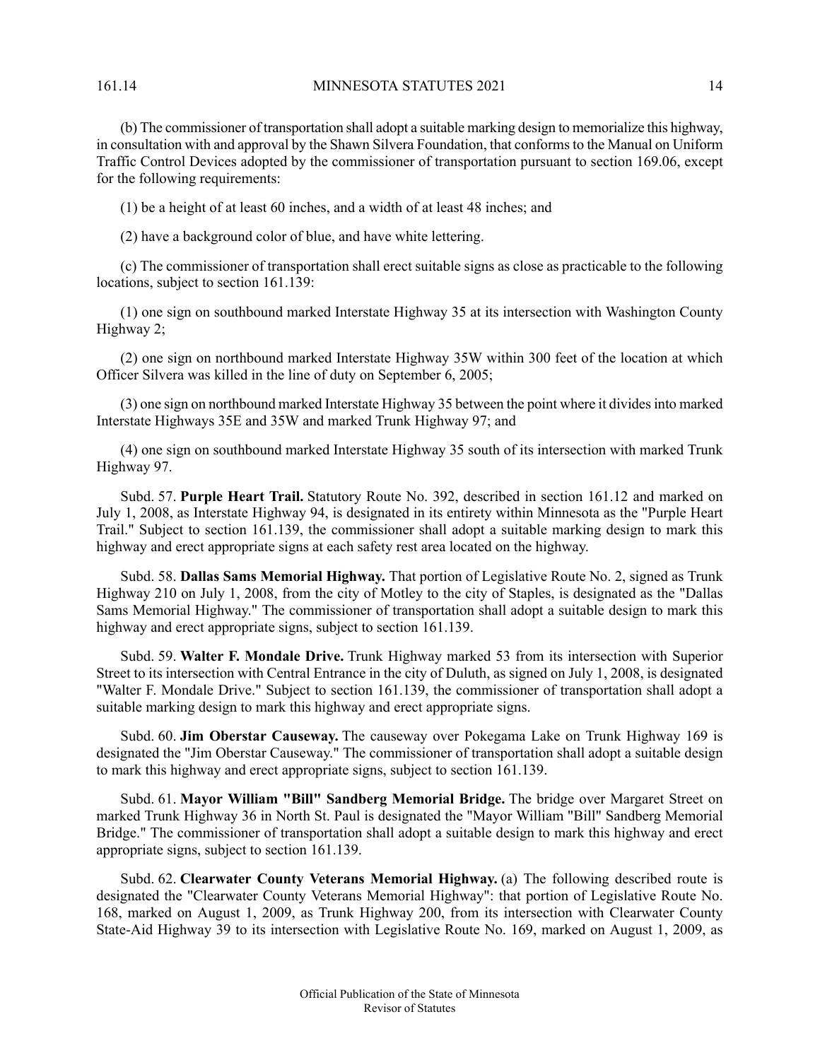(b) The commissioner of transportation shall adopt a suitable marking design to memorialize this highway, in consultation with and approval by the Shawn Silvera Foundation, that conforms to the Manual on Uniform Traffic Control Devices adopted by the commissioner of transportation pursuant to section 169.06, except for the following requirements:

(1) be a height of at least 60 inches, and a width of at least 48 inches; and

(2) have a background color of blue, and have white lettering.

(c) The commissioner of transportation shall erect suitable signs as close as practicable to the following locations, subject to section 161.139:

(1) one sign on southbound marked Interstate Highway 35 at its intersection with Washington County Highway 2;

(2) one sign on northbound marked Interstate Highway 35W within 300 feet of the location at which Officer Silvera was killed in the line of duty on September 6, 2005;

(3) one sign on northbound marked Interstate Highway 35 between the point where it divides into marked Interstate Highways 35E and 35W and marked Trunk Highway 97; and

(4) one sign on southbound marked Interstate Highway 35 south of its intersection with marked Trunk Highway 97.

Subd. 57. **Purple Heart Trail.** Statutory Route No. 392, described in section 161.12 and marked on July 1, 2008, as Interstate Highway 94, is designated in its entirety within Minnesota as the "Purple Heart Trail." Subject to section 161.139, the commissioner shall adopt a suitable marking design to mark this highway and erect appropriate signs at each safety rest area located on the highway.

Subd. 58. **Dallas Sams Memorial Highway.** That portion of Legislative Route No. 2, signed as Trunk Highway 210 on July 1, 2008, from the city of Motley to the city of Staples, is designated as the "Dallas Sams Memorial Highway." The commissioner of transportation shall adopt a suitable design to mark this highway and erect appropriate signs, subject to section 161.139.

Subd. 59. **Walter F. Mondale Drive.** Trunk Highway marked 53 from its intersection with Superior Street to its intersection with Central Entrance in the city of Duluth, as signed on July 1, 2008, is designated "Walter F. Mondale Drive." Subject to section 161.139, the commissioner of transportation shall adopt a suitable marking design to mark this highway and erect appropriate signs.

Subd. 60. **Jim Oberstar Causeway.** The causeway over Pokegama Lake on Trunk Highway 169 is designated the "Jim Oberstar Causeway." The commissioner of transportation shall adopt a suitable design to mark this highway and erect appropriate signs, subject to section 161.139.

Subd. 61. **Mayor William "Bill" Sandberg Memorial Bridge.** The bridge over Margaret Street on marked Trunk Highway 36 in North St. Paul is designated the "Mayor William "Bill" Sandberg Memorial Bridge." The commissioner of transportation shall adopt a suitable design to mark this highway and erect appropriate signs, subject to section 161.139.

Subd. 62. **Clearwater County Veterans Memorial Highway.** (a) The following described route is designated the "Clearwater County Veterans Memorial Highway": that portion of Legislative Route No. 168, marked on August 1, 2009, as Trunk Highway 200, from its intersection with Clearwater County State-Aid Highway 39 to its intersection with Legislative Route No. 169, marked on August 1, 2009, as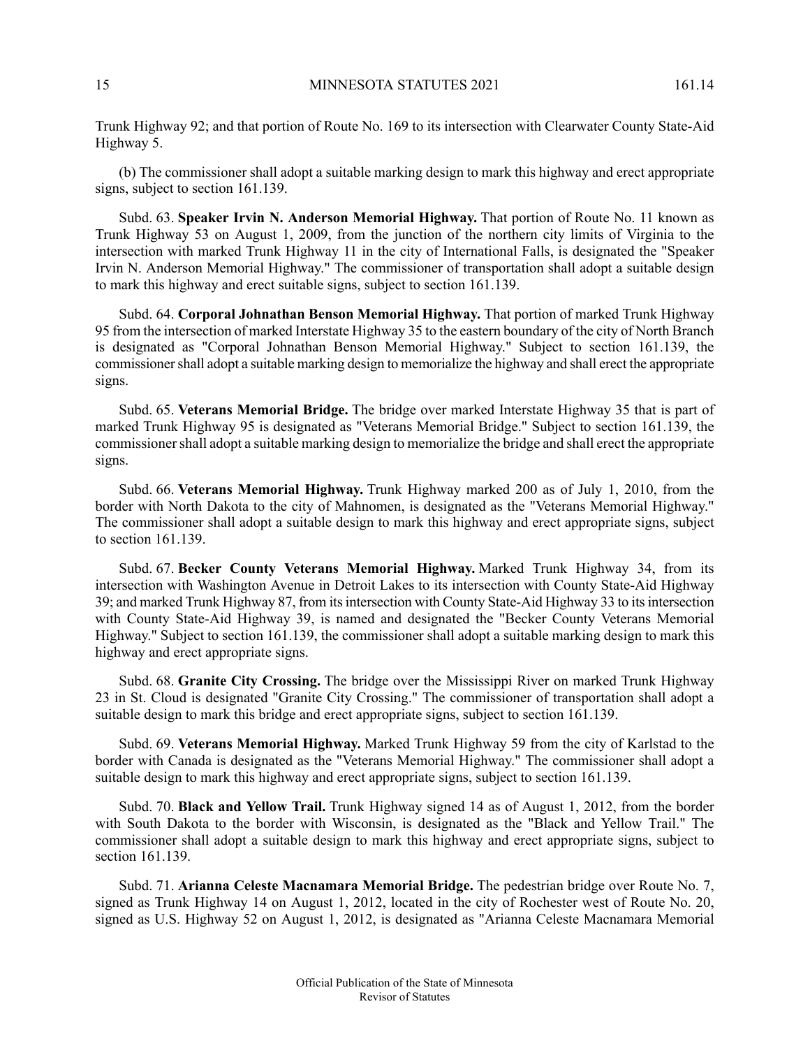Trunk Highway 92; and that portion of Route No. 169 to its intersection with Clearwater County State-Aid Highway 5.

(b) The commissioner shall adopt a suitable marking design to mark this highway and erect appropriate signs, subject to section 161.139.

Subd. 63. **Speaker Irvin N. Anderson Memorial Highway.** That portion of Route No. 11 known as Trunk Highway 53 on August 1, 2009, from the junction of the northern city limits of Virginia to the intersection with marked Trunk Highway 11 in the city of International Falls, is designated the "Speaker Irvin N. Anderson Memorial Highway." The commissioner of transportation shall adopt a suitable design to mark this highway and erect suitable signs, subject to section 161.139.

Subd. 64. **Corporal Johnathan Benson Memorial Highway.** That portion of marked Trunk Highway 95 from the intersection of marked Interstate Highway 35 to the eastern boundary of the city of North Branch is designated as "Corporal Johnathan Benson Memorial Highway." Subject to section 161.139, the commissioner shall adopt a suitable marking design to memorialize the highway and shall erect the appropriate signs.

Subd. 65. **Veterans Memorial Bridge.** The bridge over marked Interstate Highway 35 that is part of marked Trunk Highway 95 is designated as "Veterans Memorial Bridge." Subject to section 161.139, the commissioner shall adopt a suitable marking design to memorialize the bridge and shall erect the appropriate signs.

Subd. 66. **Veterans Memorial Highway.** Trunk Highway marked 200 as of July 1, 2010, from the border with North Dakota to the city of Mahnomen, is designated as the "Veterans Memorial Highway." The commissioner shall adopt a suitable design to mark this highway and erect appropriate signs, subject to section 161.139.

Subd. 67. **Becker County Veterans Memorial Highway.** Marked Trunk Highway 34, from its intersection with Washington Avenue in Detroit Lakes to its intersection with County State-Aid Highway 39; and marked Trunk Highway 87, from its intersection with County State-Aid Highway 33 to its intersection with County State-Aid Highway 39, is named and designated the "Becker County Veterans Memorial Highway." Subject to section 161.139, the commissioner shall adopt a suitable marking design to mark this highway and erect appropriate signs.

Subd. 68. **Granite City Crossing.** The bridge over the Mississippi River on marked Trunk Highway 23 in St. Cloud is designated "Granite City Crossing." The commissioner of transportation shall adopt a suitable design to mark this bridge and erect appropriate signs, subject to section 161.139.

Subd. 69. **Veterans Memorial Highway.** Marked Trunk Highway 59 from the city of Karlstad to the border with Canada is designated as the "Veterans Memorial Highway." The commissioner shall adopt a suitable design to mark this highway and erect appropriate signs, subject to section 161.139.

Subd. 70. **Black and Yellow Trail.** Trunk Highway signed 14 as of August 1, 2012, from the border with South Dakota to the border with Wisconsin, is designated as the "Black and Yellow Trail." The commissioner shall adopt a suitable design to mark this highway and erect appropriate signs, subject to section 161.139.

Subd. 71. **Arianna Celeste Macnamara Memorial Bridge.** The pedestrian bridge over Route No. 7, signed as Trunk Highway 14 on August 1, 2012, located in the city of Rochester west of Route No. 20, signed as U.S. Highway 52 on August 1, 2012, is designated as "Arianna Celeste Macnamara Memorial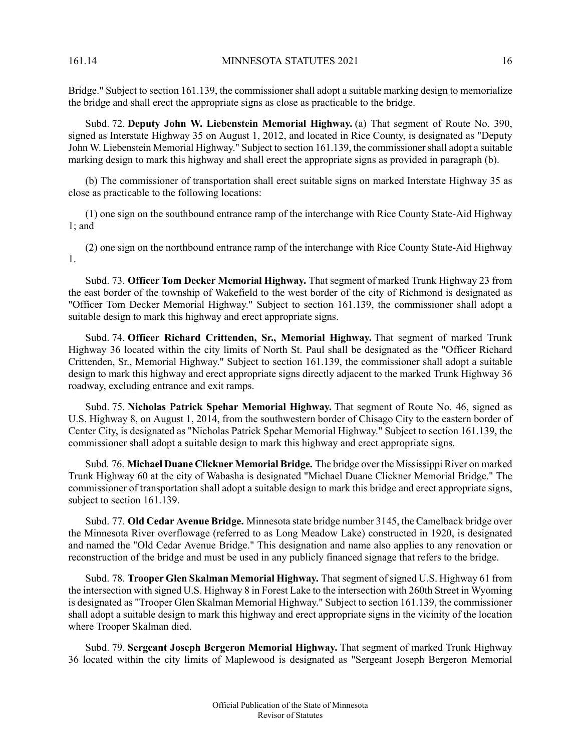Bridge." Subject to section 161.139, the commissioner shall adopt a suitable marking design to memorialize the bridge and shall erect the appropriate signs as close as practicable to the bridge.

Subd. 72. **Deputy John W. Liebenstein Memorial Highway.** (a) That segment of Route No. 390, signed as Interstate Highway 35 on August 1, 2012, and located in Rice County, is designated as "Deputy John W. Liebenstein Memorial Highway." Subject to section 161.139, the commissioner shall adopt a suitable marking design to mark this highway and shall erect the appropriate signs as provided in paragraph (b).

(b) The commissioner of transportation shall erect suitable signs on marked Interstate Highway 35 as close as practicable to the following locations:

(1) one sign on the southbound entrance ramp of the interchange with Rice County State-Aid Highway 1; and

(2) one sign on the northbound entrance ramp of the interchange with Rice County State-Aid Highway 1.

Subd. 73. **Officer Tom Decker Memorial Highway.** That segment of marked Trunk Highway 23 from the east border of the township of Wakefield to the west border of the city of Richmond is designated as "Officer Tom Decker Memorial Highway." Subject to section 161.139, the commissioner shall adopt a suitable design to mark this highway and erect appropriate signs.

Subd. 74. **Officer Richard Crittenden, Sr., Memorial Highway.** That segment of marked Trunk Highway 36 located within the city limits of North St. Paul shall be designated as the "Officer Richard Crittenden, Sr., Memorial Highway." Subject to section 161.139, the commissioner shall adopt a suitable design to mark this highway and erect appropriate signs directly adjacent to the marked Trunk Highway 36 roadway, excluding entrance and exit ramps.

Subd. 75. **Nicholas Patrick Spehar Memorial Highway.** That segment of Route No. 46, signed as U.S. Highway 8, on August 1, 2014, from the southwestern border of Chisago City to the eastern border of Center City, is designated as "Nicholas Patrick Spehar Memorial Highway." Subject to section 161.139, the commissioner shall adopt a suitable design to mark this highway and erect appropriate signs.

Subd. 76. **Michael Duane Clickner Memorial Bridge.** The bridge over the Mississippi River on marked Trunk Highway 60 at the city of Wabasha is designated "Michael Duane Clickner Memorial Bridge." The commissioner of transportation shall adopt a suitable design to mark this bridge and erect appropriate signs, subject to section 161.139.

Subd. 77. **Old Cedar Avenue Bridge.** Minnesota state bridge number 3145, the Camelback bridge over the Minnesota River overflowage (referred to as Long Meadow Lake) constructed in 1920, is designated and named the "Old Cedar Avenue Bridge." This designation and name also applies to any renovation or reconstruction of the bridge and must be used in any publicly financed signage that refers to the bridge.

Subd. 78. **Trooper Glen Skalman Memorial Highway.** That segment of signed U.S. Highway 61 from the intersection with signed U.S. Highway 8 in Forest Lake to the intersection with 260th Street in Wyoming is designated as "Trooper Glen Skalman Memorial Highway." Subject to section 161.139, the commissioner shall adopt a suitable design to mark this highway and erect appropriate signs in the vicinity of the location where Trooper Skalman died.

Subd. 79. **Sergeant Joseph Bergeron Memorial Highway.** That segment of marked Trunk Highway 36 located within the city limits of Maplewood is designated as "Sergeant Joseph Bergeron Memorial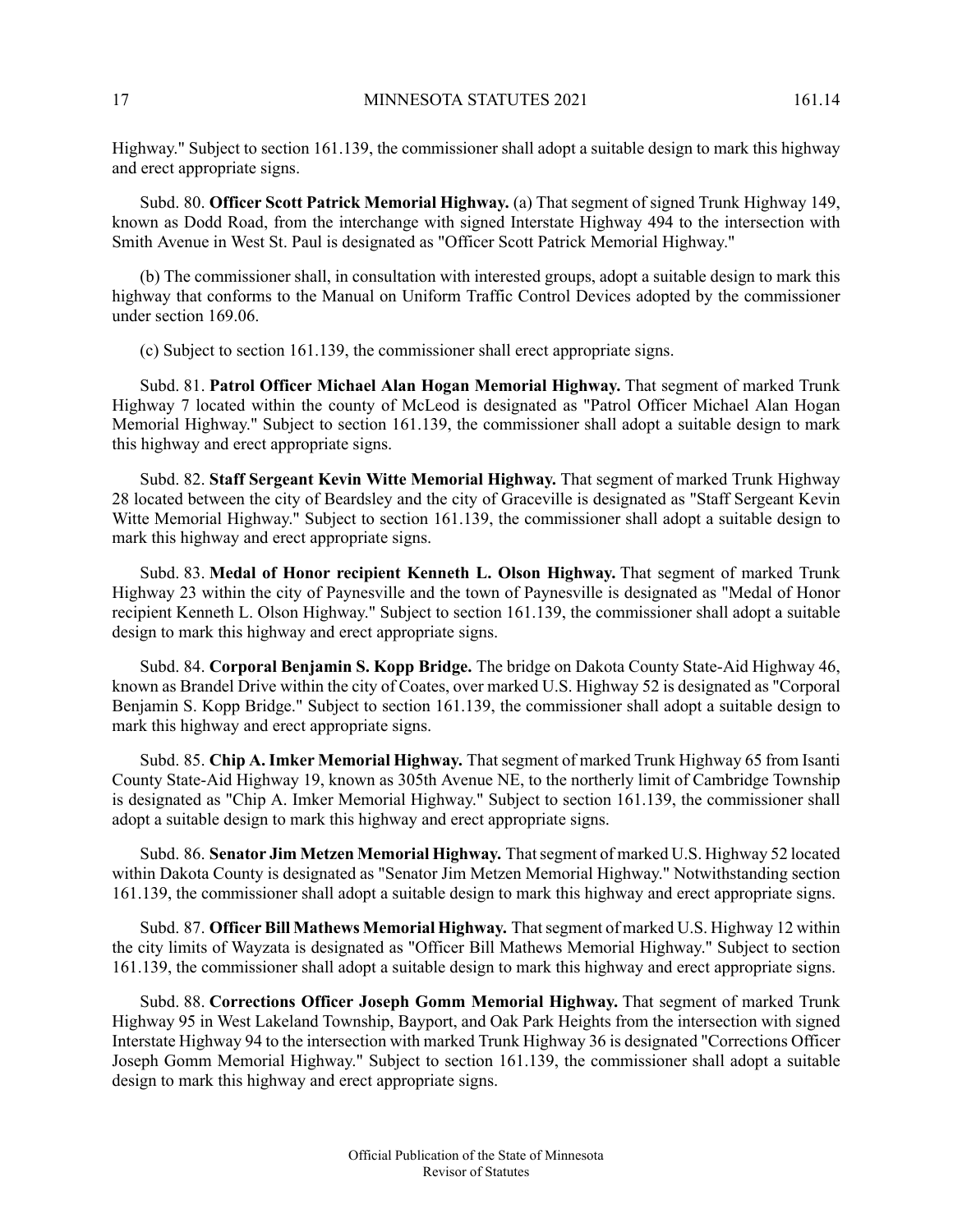Highway." Subject to section 161.139, the commissioner shall adopt a suitable design to mark this highway and erect appropriate signs.

Subd. 80. **Officer Scott Patrick Memorial Highway.** (a) That segment of signed Trunk Highway 149, known as Dodd Road, from the interchange with signed Interstate Highway 494 to the intersection with Smith Avenue in West St. Paul is designated as "Officer Scott Patrick Memorial Highway."

(b) The commissioner shall, in consultation with interested groups, adopt a suitable design to mark this highway that conforms to the Manual on Uniform Traffic Control Devices adopted by the commissioner under section 169.06.

(c) Subject to section 161.139, the commissioner shall erect appropriate signs.

Subd. 81. **Patrol Officer Michael Alan Hogan Memorial Highway.** That segment of marked Trunk Highway 7 located within the county of McLeod is designated as "Patrol Officer Michael Alan Hogan Memorial Highway." Subject to section 161.139, the commissioner shall adopt a suitable design to mark this highway and erect appropriate signs.

Subd. 82. **Staff Sergeant Kevin Witte Memorial Highway.** That segment of marked Trunk Highway 28 located between the city of Beardsley and the city of Graceville is designated as "Staff Sergeant Kevin Witte Memorial Highway." Subject to section 161.139, the commissioner shall adopt a suitable design to mark this highway and erect appropriate signs.

Subd. 83. **Medal of Honor recipient Kenneth L. Olson Highway.** That segment of marked Trunk Highway 23 within the city of Paynesville and the town of Paynesville is designated as "Medal of Honor recipient Kenneth L. Olson Highway." Subject to section 161.139, the commissioner shall adopt a suitable design to mark this highway and erect appropriate signs.

Subd. 84. **Corporal Benjamin S. Kopp Bridge.** The bridge on Dakota County State-Aid Highway 46, known as Brandel Drive within the city of Coates, over marked U.S. Highway 52 is designated as "Corporal Benjamin S. Kopp Bridge." Subject to section 161.139, the commissioner shall adopt a suitable design to mark this highway and erect appropriate signs.

Subd. 85. **Chip A. Imker Memorial Highway.** That segment of marked Trunk Highway 65 from Isanti County State-Aid Highway 19, known as 305th Avenue NE, to the northerly limit of Cambridge Township is designated as "Chip A. Imker Memorial Highway." Subject to section 161.139, the commissioner shall adopt a suitable design to mark this highway and erect appropriate signs.

Subd. 86. **Senator Jim Metzen Memorial Highway.** That segment of marked U.S. Highway 52 located within Dakota County is designated as "Senator Jim Metzen Memorial Highway." Notwithstanding section 161.139, the commissioner shall adopt a suitable design to mark this highway and erect appropriate signs.

Subd. 87. **Officer Bill Mathews Memorial Highway.** That segment of marked U.S. Highway 12 within the city limits of Wayzata is designated as "Officer Bill Mathews Memorial Highway." Subject to section 161.139, the commissioner shall adopt a suitable design to mark this highway and erect appropriate signs.

Subd. 88. **Corrections Officer Joseph Gomm Memorial Highway.** That segment of marked Trunk Highway 95 in West Lakeland Township, Bayport, and Oak Park Heights from the intersection with signed Interstate Highway 94 to the intersection with marked Trunk Highway 36 is designated "Corrections Officer Joseph Gomm Memorial Highway." Subject to section 161.139, the commissioner shall adopt a suitable design to mark this highway and erect appropriate signs.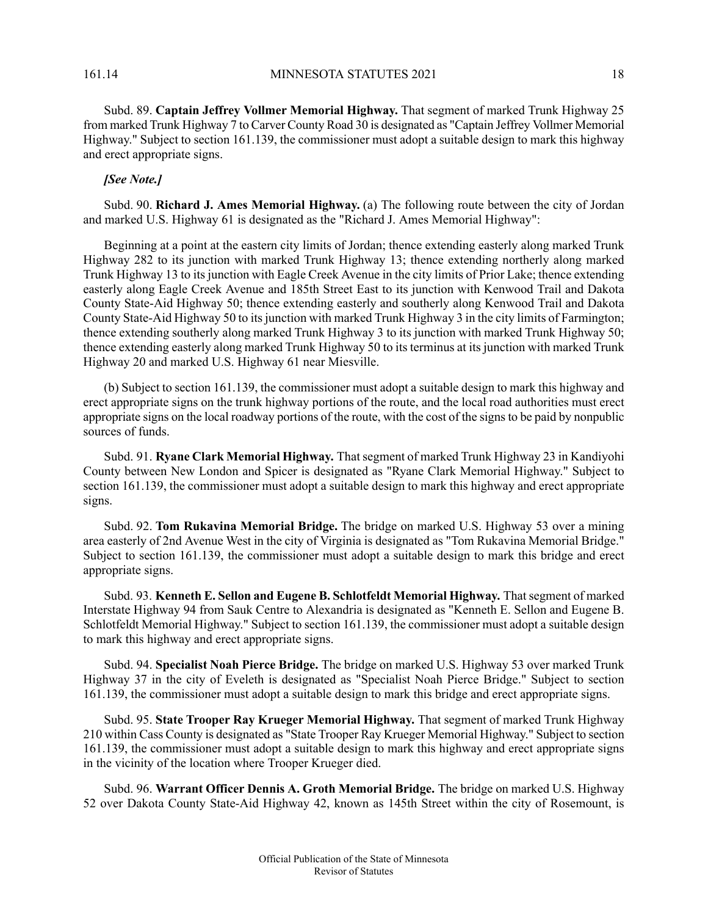Subd. 89. **Captain Jeffrey Vollmer Memorial Highway.** That segment of marked Trunk Highway 25 from marked Trunk Highway 7 to Carver County Road 30 is designated as "Captain Jeffrey Vollmer Memorial Highway." Subject to section 161.139, the commissioner must adopt a suitable design to mark this highway and erect appropriate signs.

***[See Note.]***

Subd. 90. **Richard J. Ames Memorial Highway.** (a) The following route between the city of Jordan and marked U.S. Highway 61 is designated as the "Richard J. Ames Memorial Highway":

Beginning at a point at the eastern city limits of Jordan; thence extending easterly along marked Trunk Highway 282 to its junction with marked Trunk Highway 13; thence extending northerly along marked Trunk Highway 13 to its junction with Eagle Creek Avenue in the city limits of Prior Lake; thence extending easterly along Eagle Creek Avenue and 185th Street East to its junction with Kenwood Trail and Dakota County State-Aid Highway 50; thence extending easterly and southerly along Kenwood Trail and Dakota County State-Aid Highway 50 to its junction with marked Trunk Highway 3 in the city limits of Farmington; thence extending southerly along marked Trunk Highway 3 to its junction with marked Trunk Highway 50; thence extending easterly along marked Trunk Highway 50 to its terminus at its junction with marked Trunk Highway 20 and marked U.S. Highway 61 near Miesville.

(b) Subject to section 161.139, the commissioner must adopt a suitable design to mark this highway and erect appropriate signs on the trunk highway portions of the route, and the local road authorities must erect appropriate signs on the local roadway portions of the route, with the cost of the signs to be paid by nonpublic sources of funds.

Subd. 91. **Ryane Clark Memorial Highway.** That segment of marked Trunk Highway 23 in Kandiyohi County between New London and Spicer is designated as "Ryane Clark Memorial Highway." Subject to section 161.139, the commissioner must adopt a suitable design to mark this highway and erect appropriate signs.

Subd. 92. **Tom Rukavina Memorial Bridge.** The bridge on marked U.S. Highway 53 over a mining area easterly of 2nd Avenue West in the city of Virginia is designated as "Tom Rukavina Memorial Bridge." Subject to section 161.139, the commissioner must adopt a suitable design to mark this bridge and erect appropriate signs.

Subd. 93. **Kenneth E. Sellon and Eugene B. Schlotfeldt Memorial Highway.** That segment of marked Interstate Highway 94 from Sauk Centre to Alexandria is designated as "Kenneth E. Sellon and Eugene B. Schlotfeldt Memorial Highway." Subject to section 161.139, the commissioner must adopt a suitable design to mark this highway and erect appropriate signs.

Subd. 94. **Specialist Noah Pierce Bridge.** The bridge on marked U.S. Highway 53 over marked Trunk Highway 37 in the city of Eveleth is designated as "Specialist Noah Pierce Bridge." Subject to section 161.139, the commissioner must adopt a suitable design to mark this bridge and erect appropriate signs.

Subd. 95. **State Trooper Ray Krueger Memorial Highway.** That segment of marked Trunk Highway 210 within Cass County is designated as "State Trooper Ray Krueger Memorial Highway." Subject to section 161.139, the commissioner must adopt a suitable design to mark this highway and erect appropriate signs in the vicinity of the location where Trooper Krueger died.

Subd. 96. **Warrant Officer Dennis A. Groth Memorial Bridge.** The bridge on marked U.S. Highway 52 over Dakota County State-Aid Highway 42, known as 145th Street within the city of Rosemount, is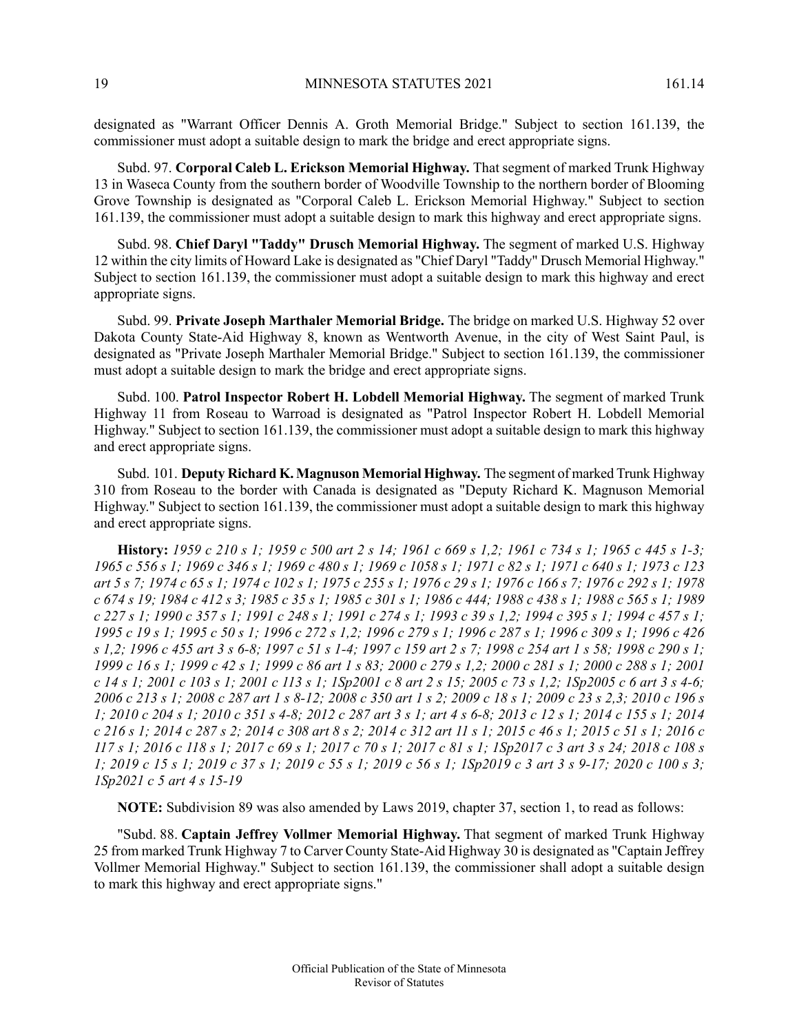designated as "Warrant Officer Dennis A. Groth Memorial Bridge." Subject to section 161.139, the commissioner must adopt a suitable design to mark the bridge and erect appropriate signs.

Subd. 97. **Corporal Caleb L. Erickson Memorial Highway.** That segment of marked Trunk Highway 13 in Waseca County from the southern border of Woodville Township to the northern border of Blooming Grove Township is designated as "Corporal Caleb L. Erickson Memorial Highway." Subject to section 161.139, the commissioner must adopt a suitable design to mark this highway and erect appropriate signs.

Subd. 98. **Chief Daryl "Taddy" Drusch Memorial Highway.** The segment of marked U.S. Highway 12 within the city limits of Howard Lake is designated as "Chief Daryl "Taddy" Drusch Memorial Highway." Subject to section 161.139, the commissioner must adopt a suitable design to mark this highway and erect appropriate signs.

Subd. 99. **Private Joseph Marthaler Memorial Bridge.** The bridge on marked U.S. Highway 52 over Dakota County State-Aid Highway 8, known as Wentworth Avenue, in the city of West Saint Paul, is designated as "Private Joseph Marthaler Memorial Bridge." Subject to section 161.139, the commissioner must adopt a suitable design to mark the bridge and erect appropriate signs.

Subd. 100. **Patrol Inspector Robert H. Lobdell Memorial Highway.** The segment of marked Trunk Highway 11 from Roseau to Warroad is designated as "Patrol Inspector Robert H. Lobdell Memorial Highway." Subject to section 161.139, the commissioner must adopt a suitable design to mark this highway and erect appropriate signs.

Subd. 101. **Deputy Richard K. Magnuson Memorial Highway.** The segment of marked Trunk Highway 310 from Roseau to the border with Canada is designated as "Deputy Richard K. Magnuson Memorial Highway." Subject to section 161.139, the commissioner must adopt a suitable design to mark this highway and erect appropriate signs.

**History:** *1959 c 210 s 1; 1959 c 500 art 2 s 14; 1961 c 669 s 1,2; 1961 c 734 s 1; 1965 c 445 s 1-3; 1965 c 556 s 1; 1969 c 346 s 1; 1969 c 480 s 1; 1969 c 1058 s 1; 1971 c 82 s 1; 1971 c 640 s 1; 1973 c 123 art 5 s 7; 1974 c 65 s 1; 1974 c 102 s 1; 1975 c 255 s 1; 1976 c 29 s 1; 1976 c 166 s 7; 1976 c 292 s 1; 1978 c 674 s 19; 1984 c 412 s 3; 1985 c 35 s 1; 1985 c 301 s 1; 1986 c 444; 1988 c 438 s 1; 1988 c 565 s 1; 1989 c 227 s 1; 1990 c 357 s 1; 1991 c 248 s 1; 1991 c 274 s 1; 1993 c 39 s 1,2; 1994 c 395 s 1; 1994 c 457 s 1; 1995 c 19 s 1; 1995 c 50 s 1; 1996 c 272 s 1,2; 1996 c 279 s 1; 1996 c 287 s 1; 1996 c 309 s 1; 1996 c 426 s 1,2; 1996 c 455 art 3 s 6-8; 1997 c 51 s 1-4; 1997 c 159 art 2 s 7; 1998 c 254 art 1 s 58; 1998 c 290 s 1; 1999 c 16 s 1; 1999 c 42 s 1; 1999 c 86 art 1 s 83; 2000 c 279 s 1,2; 2000 c 281 s 1; 2000 c 288 s 1; 2001 c 14 s 1; 2001 c 103 s 1; 2001 c 113 s 1; 1Sp2001 c 8 art 2 s 15; 2005 c 73 s 1,2; 1Sp2005 c 6 art 3 s 4-6; 2006 c 213 s 1; 2008 c 287 art 1 s 8-12; 2008 c 350 art 1 s 2; 2009 c 18 s 1; 2009 c 23 s 2,3; 2010 c 196 s 1; 2010 c 204 s 1; 2010 c 351 s 4-8; 2012 c 287 art 3 s 1; art 4 s 6-8; 2013 c 12 s 1; 2014 c 155 s 1; 2014 c 216 s 1; 2014 c 287 s 2; 2014 c 308 art 8 s 2; 2014 c 312 art 11 s 1; 2015 c 46 s 1; 2015 c 51 s 1; 2016 c 117 s 1; 2016 c 118 s 1; 2017 c 69 s 1; 2017 c 70 s 1; 2017 c 81 s 1; 1Sp2017 c 3 art 3 s 24; 2018 c 108 s 1; 2019 c 15 s 1; 2019 c 37 s 1; 2019 c 55 s 1; 2019 c 56 s 1; 1Sp2019 c 3 art 3 s 9-17; 2020 c 100 s 3; 1Sp2021 c 5 art 4 s 15-19*

**NOTE:** Subdivision 89 was also amended by Laws 2019, chapter 37, section 1, to read as follows:

"Subd. 88. **Captain Jeffrey Vollmer Memorial Highway.** That segment of marked Trunk Highway 25 from marked Trunk Highway 7 to Carver County State-Aid Highway 30 is designated as "Captain Jeffrey Vollmer Memorial Highway." Subject to section 161.139, the commissioner shall adopt a suitable design to mark this highway and erect appropriate signs."